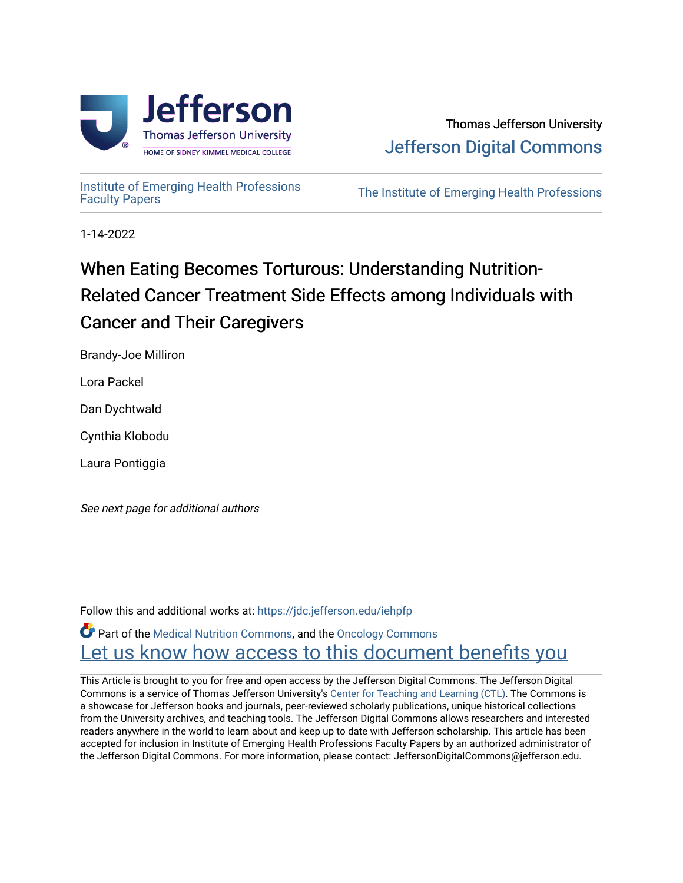Thomas Jefferson University

Jefferson Digital Commons

Institute of Emerging Health Professions Faculty Papers

The Institute of Emerging Health Professions

1-14-2022

# When Eating Becomes Torturous: Understanding Nutrition-Related Cancer Treatment Side Effects among Individuals with Cancer and Their Caregivers

Brandy-Joe Milliron

Lora Packel

Dan Dychtwald

Cynthia Klobodu

Laura Pontiggia

*See next page for additional authors*

Follow this and additional works at: https://jdc.jefferson.edu/iehpfp

Part of the Medical Nutrition Commons, and the Oncology Commons

Let us know how access to this document benefits you

This Article is brought to you for free and open access by the Jefferson Digital Commons. The Jefferson Digital Commons is a service of Thomas Jefferson University's Center for Teaching and Learning (CTL). The Commons is a showcase for Jefferson books and journals, peer-reviewed scholarly publications, unique historical collections from the University archives, and teaching tools. The Jefferson Digital Commons allows researchers and interested readers anywhere in the world to learn about and keep up to date with Jefferson scholarship. This article has been accepted for inclusion in Institute of Emerging Health Professions Faculty Papers by an authorized administrator of the Jefferson Digital Commons. For more information, please contact: JeffersonDigitalCommons@jefferson.edu.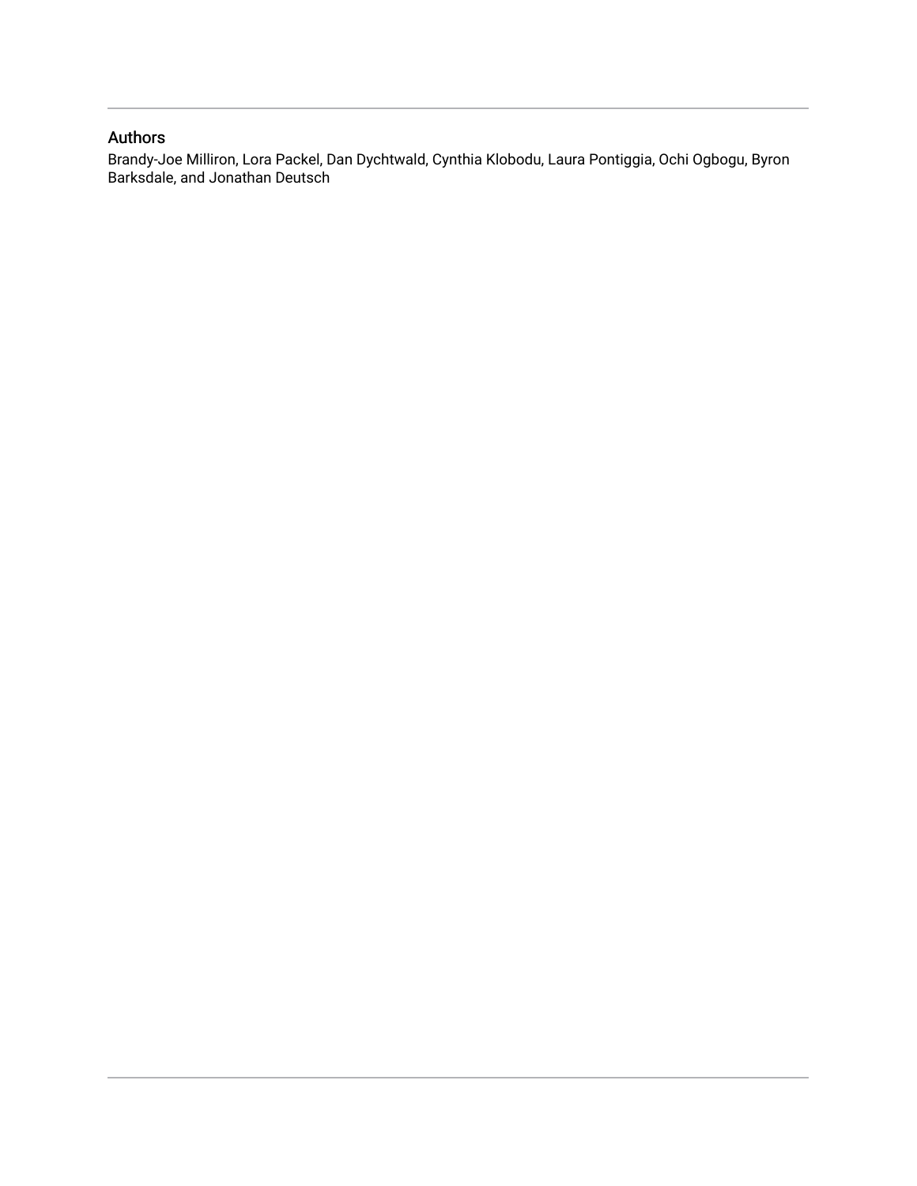## Authors

Brandy-Joe Milliron, Lora Packel, Dan Dychtwald, Cynthia Klobodu, Laura Pontiggia, Ochi Ogbogu, Byron Barksdale, and Jonathan Deutsch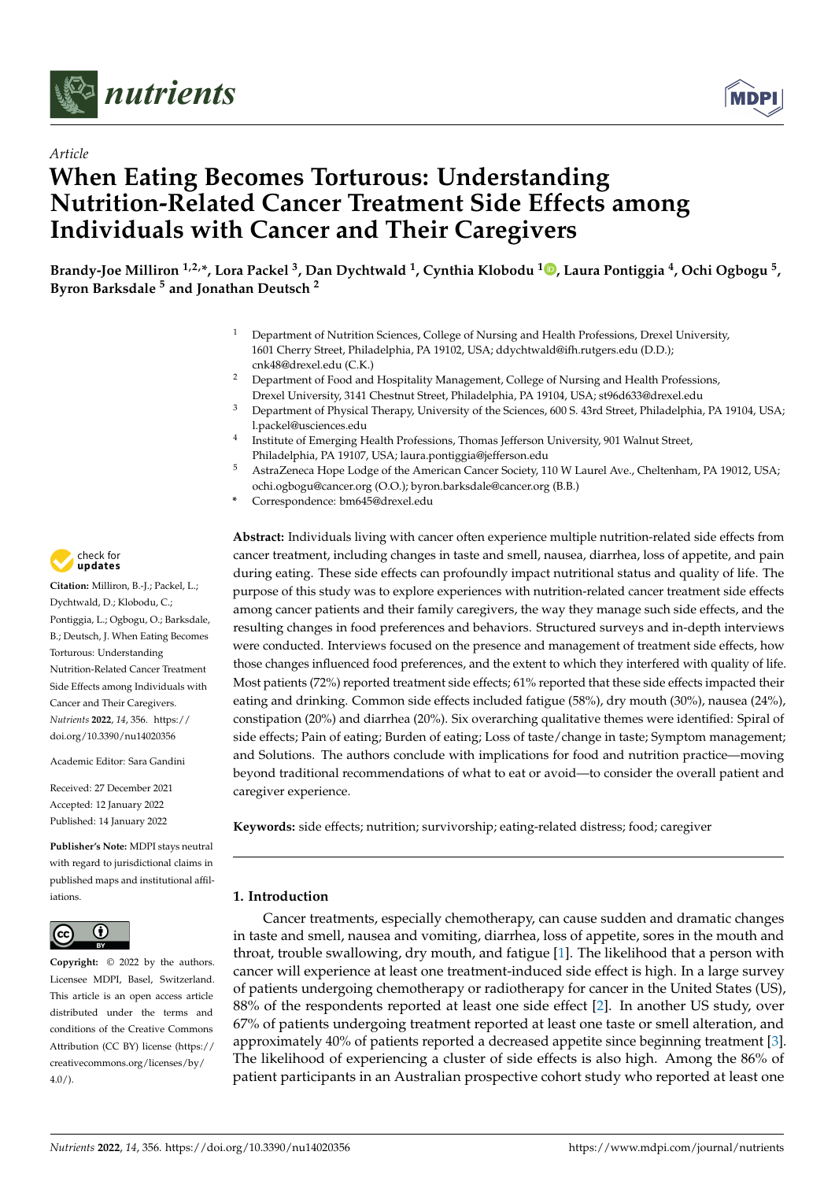# When Eating Becomes Torturous: Understanding Nutrition-Related Cancer Treatment Side Effects among Individuals with Cancer and Their Caregivers

*Article*

**Brandy-Joe Milliron [1,2,*], Lora Packel [3], Dan Dychtwald [1], Cynthia Klobodu [1], Laura Pontiggia [4], Ochi Ogbogu [5], Byron Barksdale [5] and Jonathan Deutsch [2]**

[1] Department of Nutrition Sciences, College of Nursing and Health Professions, Drexel University, 1601 Cherry Street, Philadelphia, PA 19102, USA; ddychtwald@ifh.rutgers.edu (D.D.); cnk48@drexel.edu (C.K.)
[2] Department of Food and Hospitality Management, College of Nursing and Health Professions, Drexel University, 3141 Chestnut Street, Philadelphia, PA 19104, USA; st96d633@drexel.edu
[3] Department of Physical Therapy, University of the Sciences, 600 S. 43rd Street, Philadelphia, PA 19104, USA; l.packel@usciences.edu
[4] Institute of Emerging Health Professions, Thomas Jefferson University, 901 Walnut Street, Philadelphia, PA 19107, USA; laura.pontiggia@jefferson.edu
[5] AstraZeneca Hope Lodge of the American Cancer Society, 110 W Laurel Ave., Cheltenham, PA 19012, USA; ochi.ogbogu@cancer.org (O.O.); byron.barksdale@cancer.org (B.B.)
* Correspondence: bm645@drexel.edu

**Citation:** Milliron, B.-J.; Packel, L.; Dychtwald, D.; Klobodu, C.; Pontiggia, L.; Ogbogu, O.; Barksdale, B.; Deutsch, J. When Eating Becomes Torturous: Understanding Nutrition-Related Cancer Treatment Side Effects among Individuals with Cancer and Their Caregivers. *Nutrients* **2022**, *14*, 356. https://doi.org/10.3390/nu14020356

Academic Editor: Sara Gandini

Received: 27 December 2021
Accepted: 12 January 2022
Published: 14 January 2022

**Publisher's Note:** MDPI stays neutral with regard to jurisdictional claims in published maps and institutional affiliations.

**Copyright:** © 2022 by the authors. Licensee MDPI, Basel, Switzerland. This article is an open access article distributed under the terms and conditions of the Creative Commons Attribution (CC BY) license (https://creativecommons.org/licenses/by/4.0/).

**Abstract:** Individuals living with cancer often experience multiple nutrition-related side effects from cancer treatment, including changes in taste and smell, nausea, diarrhea, loss of appetite, and pain during eating. These side effects can profoundly impact nutritional status and quality of life. The purpose of this study was to explore experiences with nutrition-related cancer treatment side effects among cancer patients and their family caregivers, the way they manage such side effects, and the resulting changes in food preferences and behaviors. Structured surveys and in-depth interviews were conducted. Interviews focused on the presence and management of treatment side effects, how those changes influenced food preferences, and the extent to which they interfered with quality of life. Most patients (72%) reported treatment side effects; 61% reported that these side effects impacted their eating and drinking. Common side effects included fatigue (58%), dry mouth (30%), nausea (24%), constipation (20%) and diarrhea (20%). Six overarching qualitative themes were identified: Spiral of side effects; Pain of eating; Burden of eating; Loss of taste/change in taste; Symptom management; and Solutions. The authors conclude with implications for food and nutrition practice—moving beyond traditional recommendations of what to eat or avoid—to consider the overall patient and caregiver experience.

**Keywords:** side effects; nutrition; survivorship; eating-related distress; food; caregiver

## 1. Introduction

Cancer treatments, especially chemotherapy, can cause sudden and dramatic changes in taste and smell, nausea and vomiting, diarrhea, loss of appetite, sores in the mouth and throat, trouble swallowing, dry mouth, and fatigue [1]. The likelihood that a person with cancer will experience at least one treatment-induced side effect is high. In a large survey of patients undergoing chemotherapy or radiotherapy for cancer in the United States (US), 88% of the respondents reported at least one side effect [2]. In another US study, over 67% of patients undergoing treatment reported at least one taste or smell alteration, and approximately 40% of patients reported a decreased appetite since beginning treatment [3]. The likelihood of experiencing a cluster of side effects is also high. Among the 86% of patient participants in an Australian prospective cohort study who reported at least one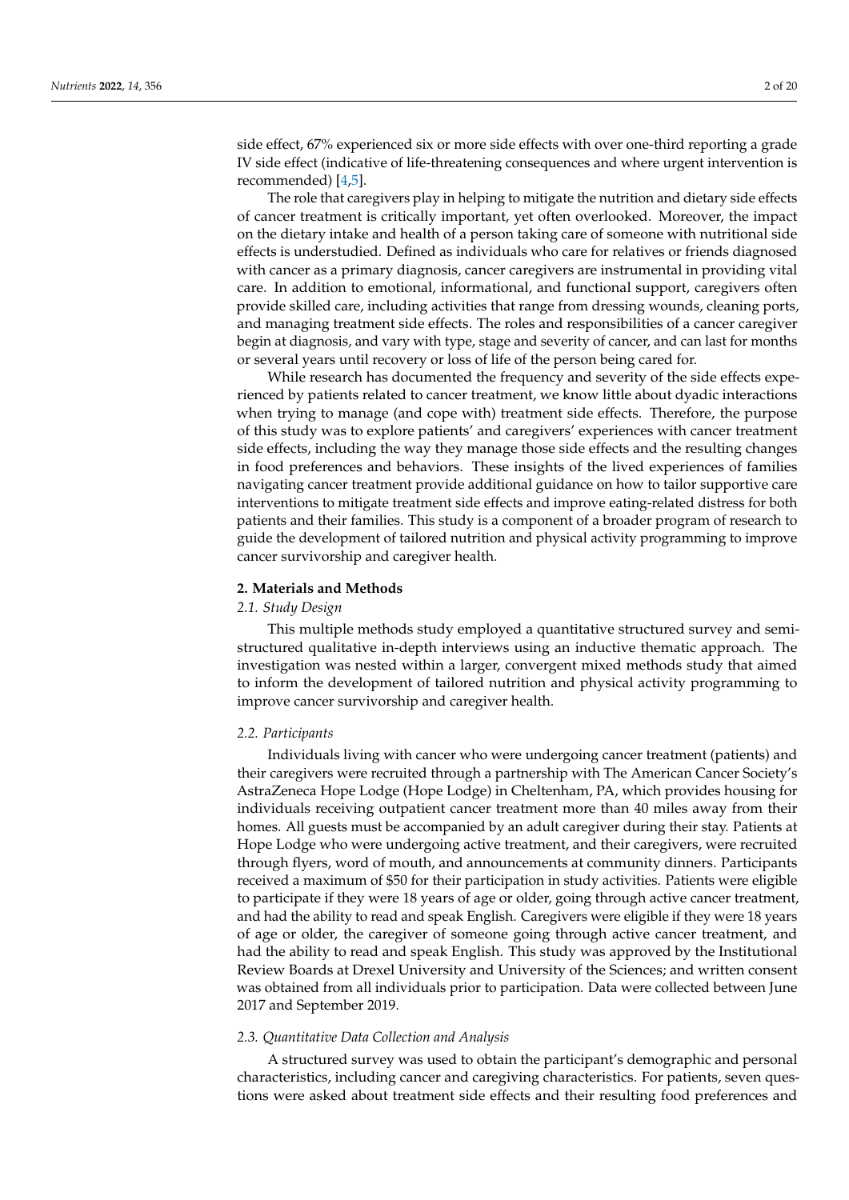side effect, 67% experienced six or more side effects with over one-third reporting a grade IV side effect (indicative of life-threatening consequences and where urgent intervention is recommended) [4,5].

The role that caregivers play in helping to mitigate the nutrition and dietary side effects of cancer treatment is critically important, yet often overlooked. Moreover, the impact on the dietary intake and health of a person taking care of someone with nutritional side effects is understudied. Defined as individuals who care for relatives or friends diagnosed with cancer as a primary diagnosis, cancer caregivers are instrumental in providing vital care. In addition to emotional, informational, and functional support, caregivers often provide skilled care, including activities that range from dressing wounds, cleaning ports, and managing treatment side effects. The roles and responsibilities of a cancer caregiver begin at diagnosis, and vary with type, stage and severity of cancer, and can last for months or several years until recovery or loss of life of the person being cared for.

While research has documented the frequency and severity of the side effects experienced by patients related to cancer treatment, we know little about dyadic interactions when trying to manage (and cope with) treatment side effects. Therefore, the purpose of this study was to explore patients' and caregivers' experiences with cancer treatment side effects, including the way they manage those side effects and the resulting changes in food preferences and behaviors. These insights of the lived experiences of families navigating cancer treatment provide additional guidance on how to tailor supportive care interventions to mitigate treatment side effects and improve eating-related distress for both patients and their families. This study is a component of a broader program of research to guide the development of tailored nutrition and physical activity programming to improve cancer survivorship and caregiver health.

## 2. Materials and Methods

### 2.1. Study Design

This multiple methods study employed a quantitative structured survey and semi-structured qualitative in-depth interviews using an inductive thematic approach. The investigation was nested within a larger, convergent mixed methods study that aimed to inform the development of tailored nutrition and physical activity programming to improve cancer survivorship and caregiver health.

### 2.2. Participants

Individuals living with cancer who were undergoing cancer treatment (patients) and their caregivers were recruited through a partnership with The American Cancer Society's AstraZeneca Hope Lodge (Hope Lodge) in Cheltenham, PA, which provides housing for individuals receiving outpatient cancer treatment more than 40 miles away from their homes. All guests must be accompanied by an adult caregiver during their stay. Patients at Hope Lodge who were undergoing active treatment, and their caregivers, were recruited through flyers, word of mouth, and announcements at community dinners. Participants received a maximum of $50 for their participation in study activities. Patients were eligible to participate if they were 18 years of age or older, going through active cancer treatment, and had the ability to read and speak English. Caregivers were eligible if they were 18 years of age or older, the caregiver of someone going through active cancer treatment, and had the ability to read and speak English. This study was approved by the Institutional Review Boards at Drexel University and University of the Sciences; and written consent was obtained from all individuals prior to participation. Data were collected between June 2017 and September 2019.

### 2.3. Quantitative Data Collection and Analysis

A structured survey was used to obtain the participant's demographic and personal characteristics, including cancer and caregiving characteristics. For patients, seven questions were asked about treatment side effects and their resulting food preferences and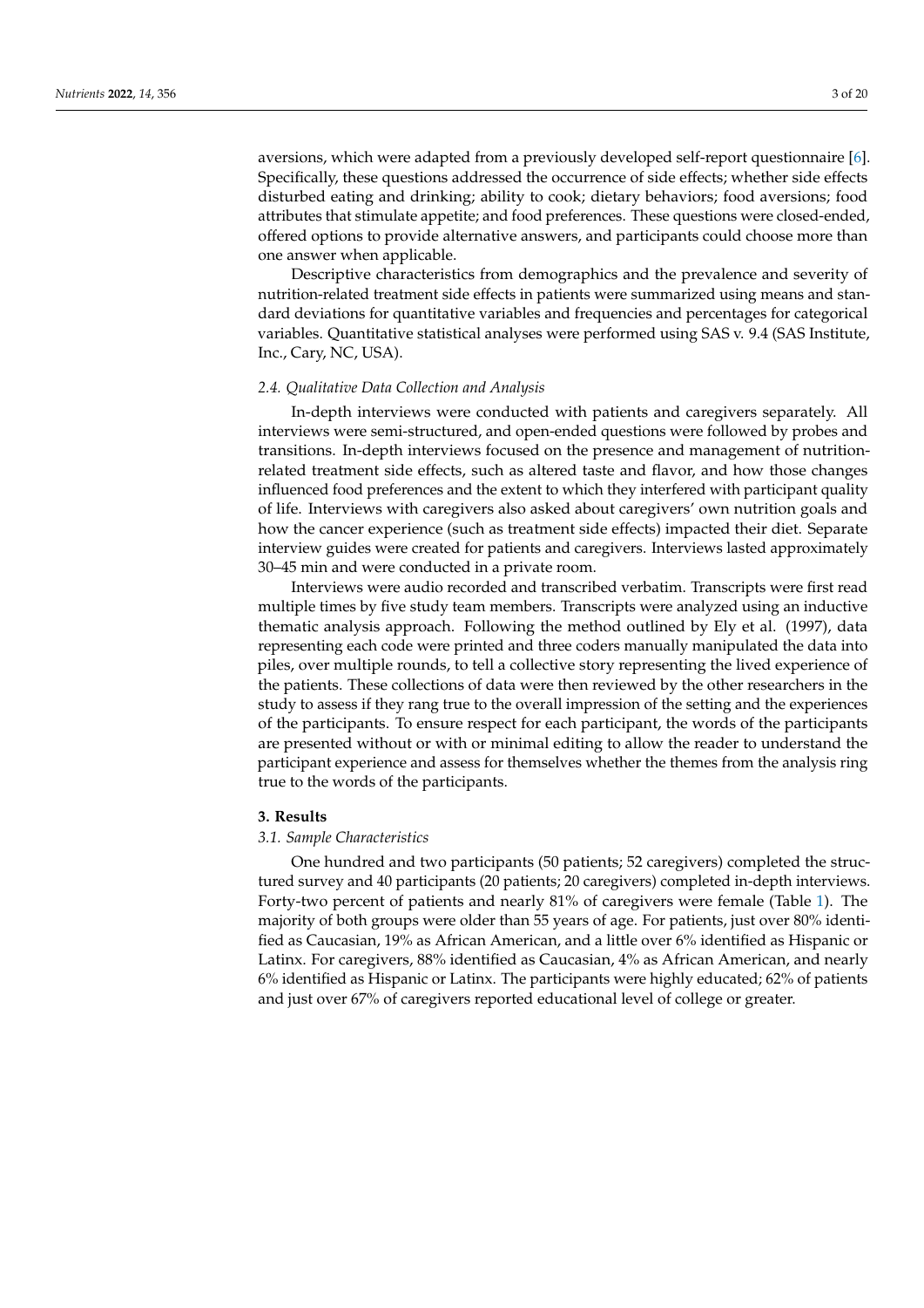aversions, which were adapted from a previously developed self-report questionnaire [6]. Specifically, these questions addressed the occurrence of side effects; whether side effects disturbed eating and drinking; ability to cook; dietary behaviors; food aversions; food attributes that stimulate appetite; and food preferences. These questions were closed-ended, offered options to provide alternative answers, and participants could choose more than one answer when applicable.

Descriptive characteristics from demographics and the prevalence and severity of nutrition-related treatment side effects in patients were summarized using means and standard deviations for quantitative variables and frequencies and percentages for categorical variables. Quantitative statistical analyses were performed using SAS v. 9.4 (SAS Institute, Inc., Cary, NC, USA).

### *2.4. Qualitative Data Collection and Analysis*

In-depth interviews were conducted with patients and caregivers separately. All interviews were semi-structured, and open-ended questions were followed by probes and transitions. In-depth interviews focused on the presence and management of nutrition-related treatment side effects, such as altered taste and flavor, and how those changes influenced food preferences and the extent to which they interfered with participant quality of life. Interviews with caregivers also asked about caregivers' own nutrition goals and how the cancer experience (such as treatment side effects) impacted their diet. Separate interview guides were created for patients and caregivers. Interviews lasted approximately 30–45 min and were conducted in a private room.

Interviews were audio recorded and transcribed verbatim. Transcripts were first read multiple times by five study team members. Transcripts were analyzed using an inductive thematic analysis approach. Following the method outlined by Ely et al. (1997), data representing each code were printed and three coders manually manipulated the data into piles, over multiple rounds, to tell a collective story representing the lived experience of the patients. These collections of data were then reviewed by the other researchers in the study to assess if they rang true to the overall impression of the setting and the experiences of the participants. To ensure respect for each participant, the words of the participants are presented without or with or minimal editing to allow the reader to understand the participant experience and assess for themselves whether the themes from the analysis ring true to the words of the participants.

## 3. Results

### *3.1. Sample Characteristics*

One hundred and two participants (50 patients; 52 caregivers) completed the structured survey and 40 participants (20 patients; 20 caregivers) completed in-depth interviews. Forty-two percent of patients and nearly 81% of caregivers were female (Table 1). The majority of both groups were older than 55 years of age. For patients, just over 80% identified as Caucasian, 19% as African American, and a little over 6% identified as Hispanic or Latinx. For caregivers, 88% identified as Caucasian, 4% as African American, and nearly 6% identified as Hispanic or Latinx. The participants were highly educated; 62% of patients and just over 67% of caregivers reported educational level of college or greater.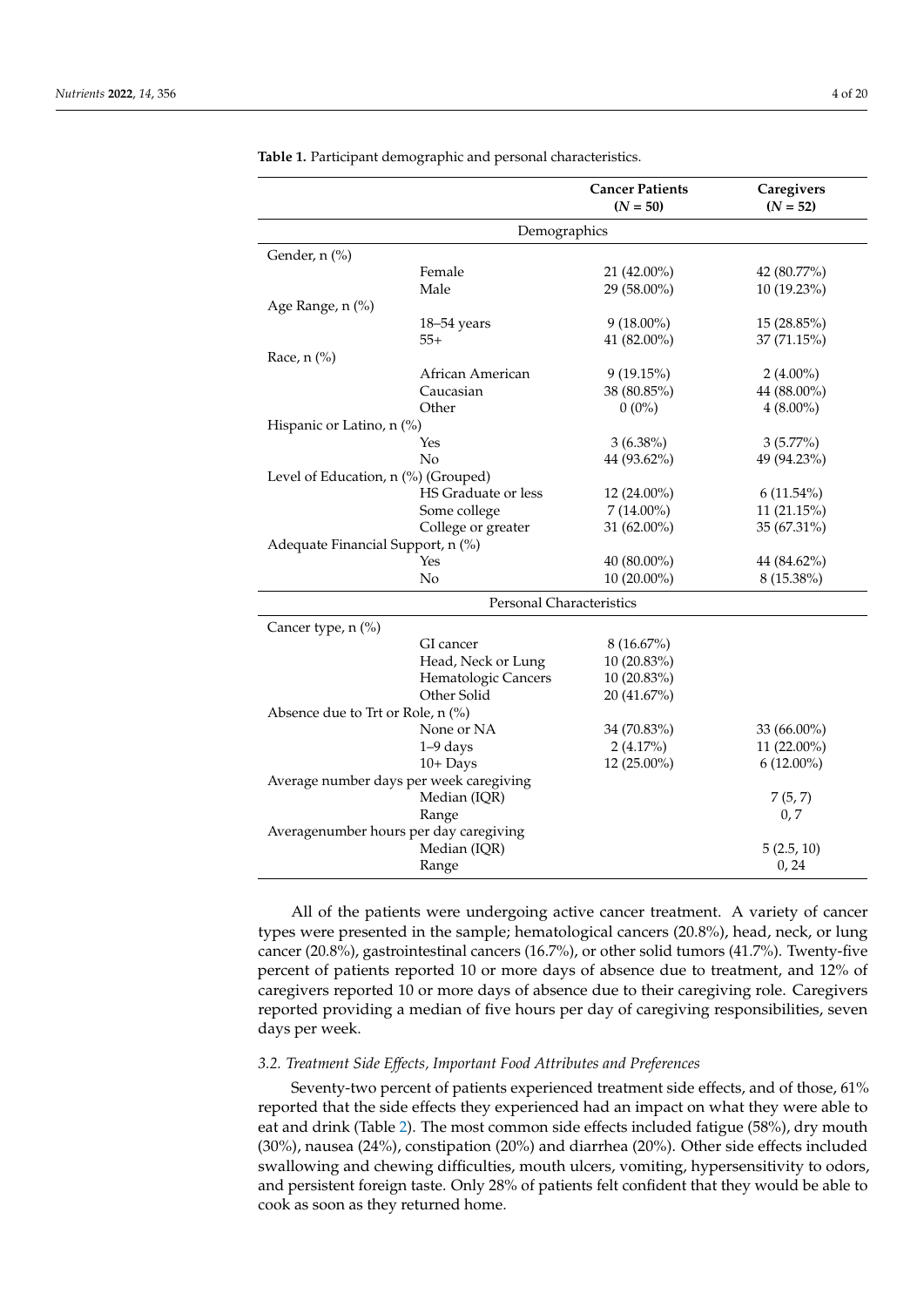**Table 1.** Participant demographic and personal characteristics.

| | | Cancer Patients (N = 50) | Caregivers (N = 52) |
|---|---|---|---|
| **Demographics** | | | |
| Gender, n (%) | | | |
| | Female | 21 (42.00%) | 42 (80.77%) |
| | Male | 29 (58.00%) | 10 (19.23%) |
| Age Range, n (%) | | | |
| | 18–54 years | 9 (18.00%) | 15 (28.85%) |
| | 55+ | 41 (82.00%) | 37 (71.15%) |
| Race, n (%) | | | |
| | African American | 9 (19.15%) | 2 (4.00%) |
| | Caucasian | 38 (80.85%) | 44 (88.00%) |
| | Other | 0 (0%) | 4 (8.00%) |
| Hispanic or Latino, n (%) | | | |
| | Yes | 3 (6.38%) | 3 (5.77%) |
| | No | 44 (93.62%) | 49 (94.23%) |
| Level of Education, n (%) (Grouped) | | | |
| | HS Graduate or less | 12 (24.00%) | 6 (11.54%) |
| | Some college | 7 (14.00%) | 11 (21.15%) |
| | College or greater | 31 (62.00%) | 35 (67.31%) |
| Adequate Financial Support, n (%) | | | |
| | Yes | 40 (80.00%) | 44 (84.62%) |
| | No | 10 (20.00%) | 8 (15.38%) |
| **Personal Characteristics** | | | |
| Cancer type, n (%) | | | |
| | GI cancer | 8 (16.67%) | |
| | Head, Neck or Lung | 10 (20.83%) | |
| | Hematologic Cancers | 10 (20.83%) | |
| | Other Solid | 20 (41.67%) | |
| Absence due to Trt or Role, n (%) | | | |
| | None or NA | 34 (70.83%) | 33 (66.00%) |
| | 1–9 days | 2 (4.17%) | 11 (22.00%) |
| | 10+ Days | 12 (25.00%) | 6 (12.00%) |
| Average number days per week caregiving | | | |
| | Median (IQR) | | 7 (5, 7) |
| | Range | | 0, 7 |
| Averagenumber hours per day caregiving | | | |
| | Median (IQR) | | 5 (2.5, 10) |
| | Range | | 0, 24 |

All of the patients were undergoing active cancer treatment. A variety of cancer types were presented in the sample; hematological cancers (20.8%), head, neck, or lung cancer (20.8%), gastrointestinal cancers (16.7%), or other solid tumors (41.7%). Twenty-five percent of patients reported 10 or more days of absence due to treatment, and 12% of caregivers reported 10 or more days of absence due to their caregiving role. Caregivers reported providing a median of five hours per day of caregiving responsibilities, seven days per week.

### *3.2. Treatment Side Effects, Important Food Attributes and Preferences*

Seventy-two percent of patients experienced treatment side effects, and of those, 61% reported that the side effects they experienced had an impact on what they were able to eat and drink (Table 2). The most common side effects included fatigue (58%), dry mouth (30%), nausea (24%), constipation (20%) and diarrhea (20%). Other side effects included swallowing and chewing difficulties, mouth ulcers, vomiting, hypersensitivity to odors, and persistent foreign taste. Only 28% of patients felt confident that they would be able to cook as soon as they returned home.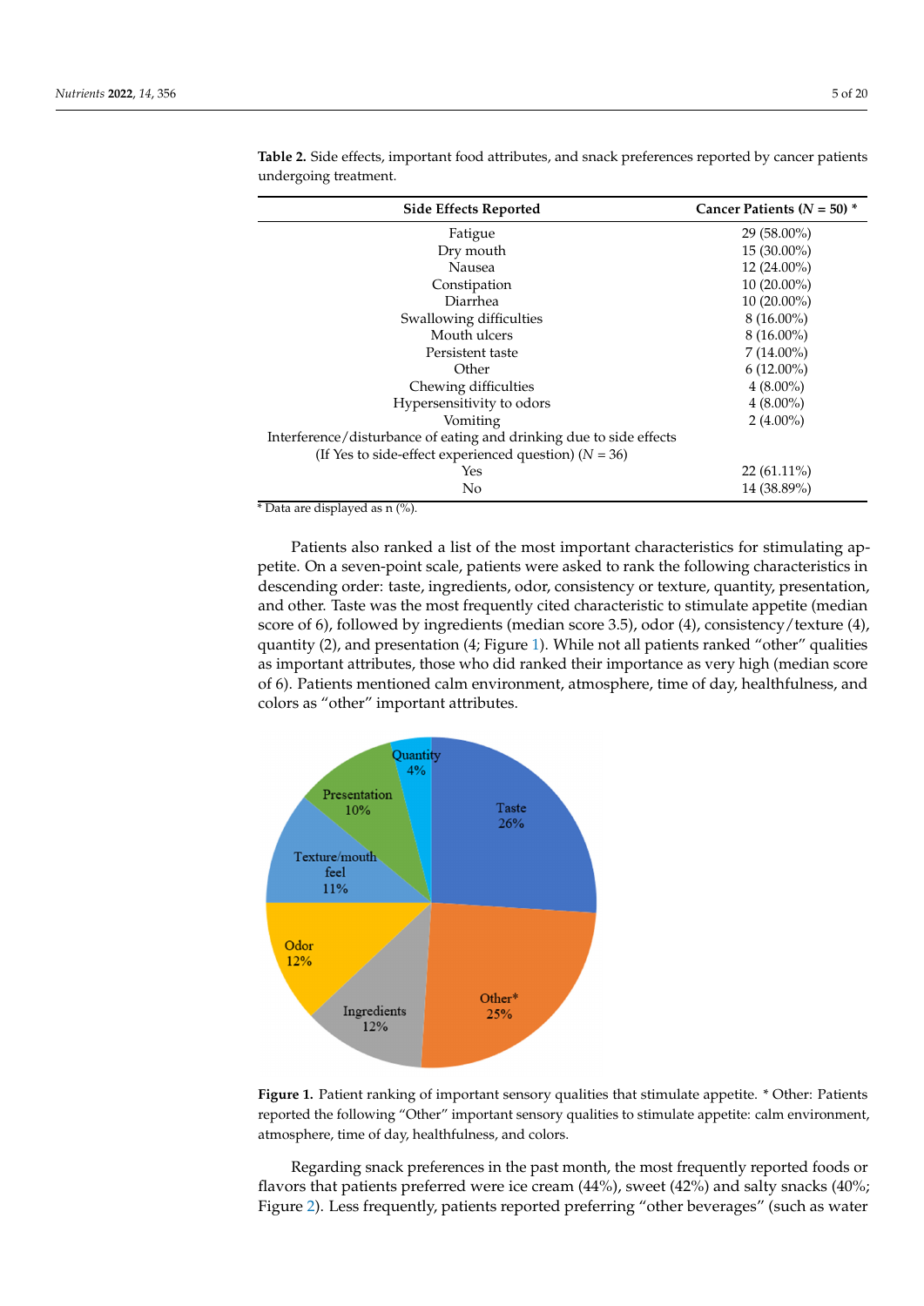**Table 2.** Side effects, important food attributes, and snack preferences reported by cancer patients undergoing treatment.

| Side Effects Reported | Cancer Patients (*N* = 50) * |
|---|---|
| Fatigue | 29 (58.00%) |
| Dry mouth | 15 (30.00%) |
| Nausea | 12 (24.00%) |
| Constipation | 10 (20.00%) |
| Diarrhea | 10 (20.00%) |
| Swallowing difficulties | 8 (16.00%) |
| Mouth ulcers | 8 (16.00%) |
| Persistent taste | 7 (14.00%) |
| Other | 6 (12.00%) |
| Chewing difficulties | 4 (8.00%) |
| Hypersensitivity to odors | 4 (8.00%) |
| Vomiting | 2 (4.00%) |
| Interference/disturbance of eating and drinking due to side effects (If Yes to side-effect experienced question) (*N* = 36) | |
| Yes | 22 (61.11%) |
| No | 14 (38.89%) |

* Data are displayed as n (%).

Patients also ranked a list of the most important characteristics for stimulating appetite. On a seven-point scale, patients were asked to rank the following characteristics in descending order: taste, ingredients, odor, consistency or texture, quantity, presentation, and other. Taste was the most frequently cited characteristic to stimulate appetite (median score of 6), followed by ingredients (median score 3.5), odor (4), consistency/texture (4), quantity (2), and presentation (4; Figure 1). While not all patients ranked "other" qualities as important attributes, those who did ranked their importance as very high (median score of 6). Patients mentioned calm environment, atmosphere, time of day, healthfulness, and colors as "other" important attributes.

**Figure 1.** Patient ranking of important sensory qualities that stimulate appetite. * Other: Patients reported the following "Other" important sensory qualities to stimulate appetite: calm environment, atmosphere, time of day, healthfulness, and colors.

Regarding snack preferences in the past month, the most frequently reported foods or flavors that patients preferred were ice cream (44%), sweet (42%) and salty snacks (40%; Figure 2). Less frequently, patients reported preferring "other beverages" (such as water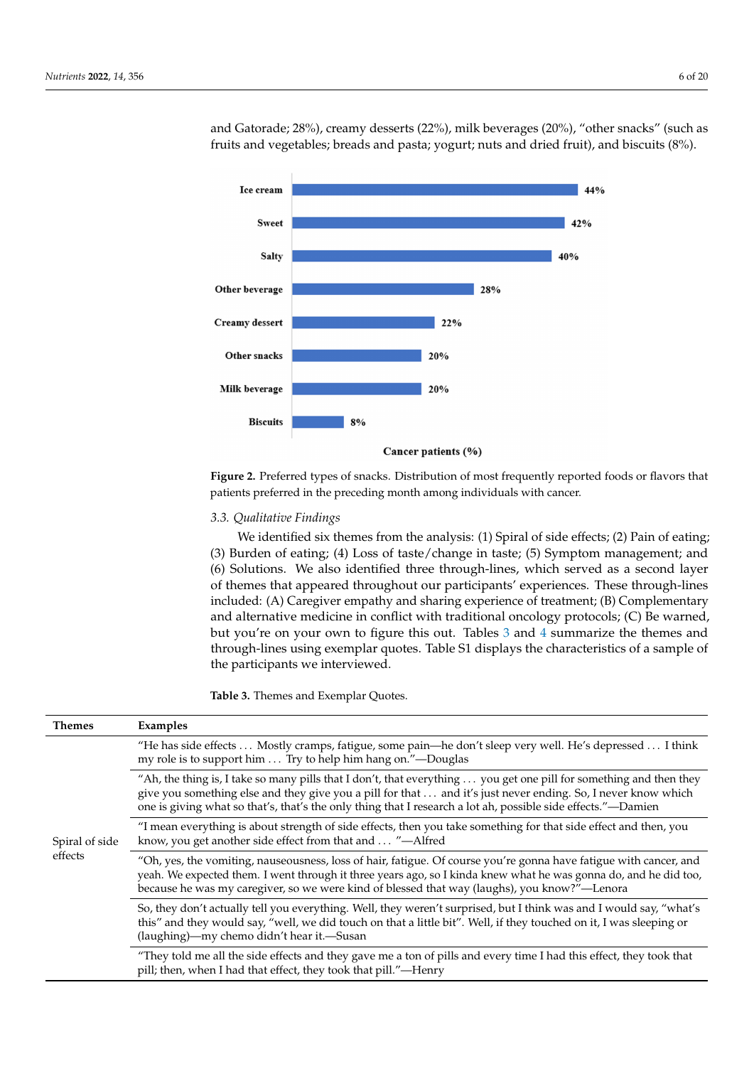and Gatorade; 28%), creamy desserts (22%), milk beverages (20%), "other snacks" (such as fruits and vegetables; breads and pasta; yogurt; nuts and dried fruit), and biscuits (8%).

**Figure 2.** Preferred types of snacks. Distribution of most frequently reported foods or flavors that patients preferred in the preceding month among individuals with cancer.

### 3.3. Qualitative Findings

We identified six themes from the analysis: (1) Spiral of side effects; (2) Pain of eating; (3) Burden of eating; (4) Loss of taste/change in taste; (5) Symptom management; and (6) Solutions. We also identified three through-lines, which served as a second layer of themes that appeared throughout our participants' experiences. These through-lines included: (A) Caregiver empathy and sharing experience of treatment; (B) Complementary and alternative medicine in conflict with traditional oncology protocols; (C) Be warned, but you're on your own to figure this out. Tables 3 and 4 summarize the themes and through-lines using exemplar quotes. Table S1 displays the characteristics of a sample of the participants we interviewed.

**Table 3.** Themes and Exemplar Quotes.

| Themes | Examples |
|---|---|
| Spiral of side effects | "He has side effects ... Mostly cramps, fatigue, some pain—he don't sleep very well. He's depressed ... I think my role is to support him ... Try to help him hang on."—Douglas |
| | "Ah, the thing is, I take so many pills that I don't, that everything ... you get one pill for something and then they give you something else and they give you a pill for that ... and it's just never ending. So, I never know which one is giving what so that's, that's the only thing that I research a lot ah, possible side effects."—Damien |
| | "I mean everything is about strength of side effects, then you take something for that side effect and then, you know, you get another side effect from that and ... "—Alfred |
| | "Oh, yes, the vomiting, nauseousness, loss of hair, fatigue. Of course you're gonna have fatigue with cancer, and yeah. We expected them. I went through it three years ago, so I kinda knew what he was gonna do, and he did too, because he was my caregiver, so we were kind of blessed that way (laughs), you know?"—Lenora |
| | So, they don't actually tell you everything. Well, they weren't surprised, but I think was and I would say, "what's this" and they would say, "well, we did touch on that a little bit". Well, if they touched on it, I was sleeping or (laughing)—my chemo didn't hear it.—Susan |
| | "They told me all the side effects and they gave me a ton of pills and every time I had this effect, they took that pill; then, when I had that effect, they took that pill."—Henry |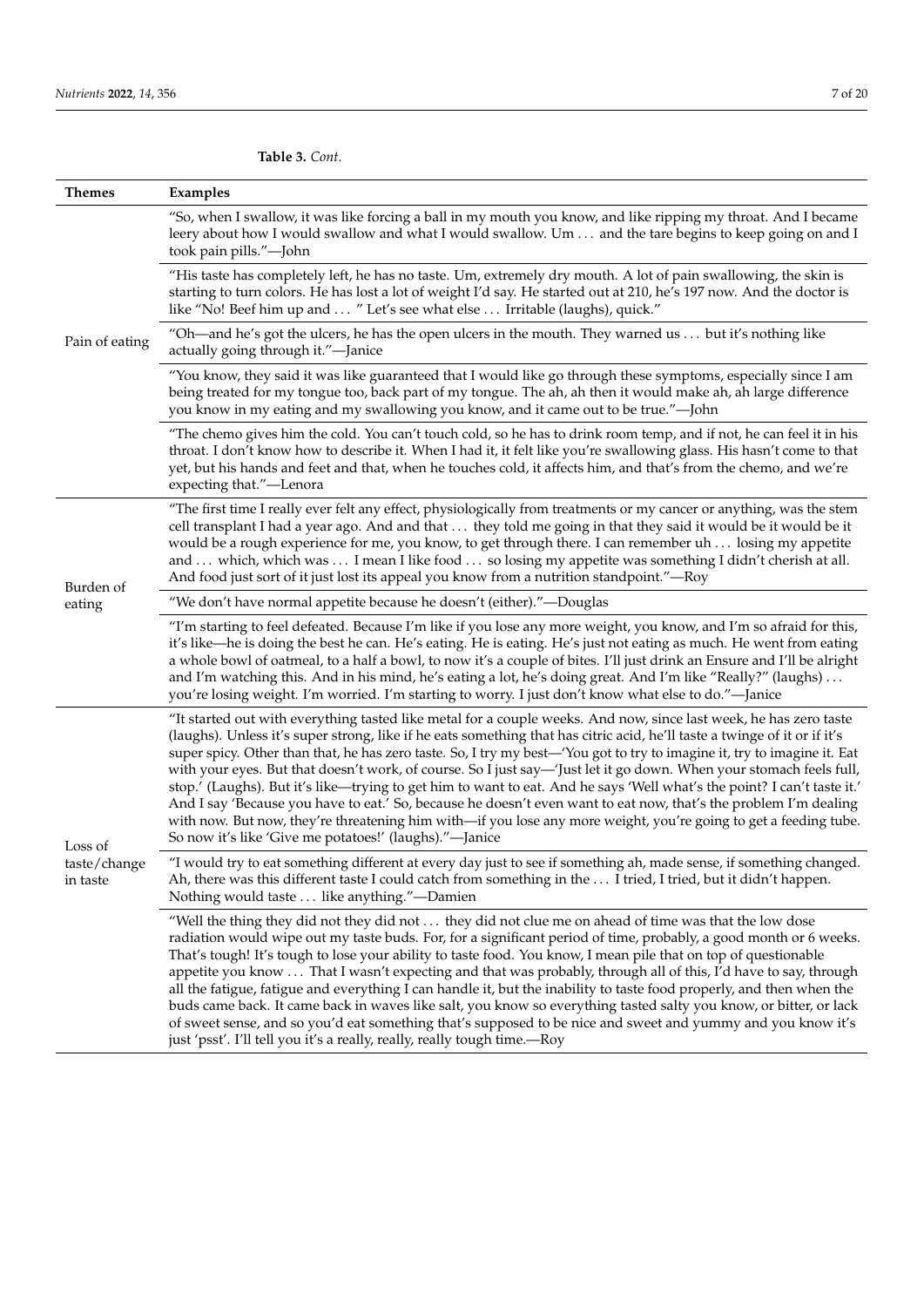**Table 3.** *Cont.*

| Themes | Examples |
| --- | --- |
| Pain of eating | "So, when I swallow, it was like forcing a ball in my mouth you know, and like ripping my throat. And I became leery about how I would swallow and what I would swallow. Um … and the tare begins to keep going on and I took pain pills."—John |
| | "His taste has completely left, he has no taste. Um, extremely dry mouth. A lot of pain swallowing, the skin is starting to turn colors. He has lost a lot of weight I'd say. He started out at 210, he's 197 now. And the doctor is like "No! Beef him up and … " Let's see what else … Irritable (laughs), quick." |
| | "Oh—and he's got the ulcers, he has the open ulcers in the mouth. They warned us … but it's nothing like actually going through it."—Janice |
| | "You know, they said it was like guaranteed that I would like go through these symptoms, especially since I am being treated for my tongue too, back part of my tongue. The ah, ah then it would make ah, ah large difference you know in my eating and my swallowing you know, and it came out to be true."—John |
| | "The chemo gives him the cold. You can't touch cold, so he has to drink room temp, and if not, he can feel it in his throat. I don't know how to describe it. When I had it, it felt like you're swallowing glass. His hasn't come to that yet, but his hands and feet and that, when he touches cold, it affects him, and that's from the chemo, and we're expecting that."—Lenora |
| Burden of eating | "The first time I really ever felt any effect, physiologically from treatments or my cancer or anything, was the stem cell transplant I had a year ago. And and that … they told me going in that they said it would be it would be it would be a rough experience for me, you know, to get through there. I can remember uh … losing my appetite and … which, which was … I mean I like food … so losing my appetite was something I didn't cherish at all. And food just sort of it just lost its appeal you know from a nutrition standpoint."—Roy |
| | "We don't have normal appetite because he doesn't (either)."—Douglas |
| | "I'm starting to feel defeated. Because I'm like if you lose any more weight, you know, and I'm so afraid for this, it's like—he is doing the best he can. He's eating. He's just not eating as much. He went from eating a whole bowl of oatmeal, to a half a bowl, to now it's a couple of bites. I'll just drink an Ensure and I'll be alright and I'm watching this. And in his mind, he's eating a lot, he's doing great. And I'm like "Really?" (laughs) … you're losing weight. I'm worried. I'm starting to worry. I just don't know what else to do."—Janice |
| Loss of taste/change in taste | "It started out with everything tasted like metal for a couple weeks. And now, since last week, he has zero taste (laughs). Unless it's super strong, like if he eats something that has citric acid, he'll taste a twinge of it or if it's super spicy. Other than that, he has zero taste. So, I try my best—'You got to try to imagine it, try to imagine it. Eat with your eyes. But that doesn't work, of course. So I just say—'Just let it go down. When your stomach feels full, stop.' (Laughs). But it's like—trying to get him to want to eat. And he says 'Well what's the point? I can't taste it.' And I say 'Because you have to eat.' So, because he doesn't even want to eat now, that's the problem I'm dealing with now. But now, they're threatening him with—if you lose any more weight, you're going to get a feeding tube. So now it's like 'Give me potatoes!' (laughs)."—Janice |
| | "I would try to eat something different at every day just to see if something ah, made sense, if something changed. Ah, there was this different taste I could catch from something in the … I tried, I tried, but it didn't happen. Nothing would taste … like anything."—Damien |
| | "Well the thing they did not they did not … they did not clue me on ahead of time was that the low dose radiation would wipe out my taste buds. For, for a significant period of time, probably, a good month or 6 weeks. That's tough! It's tough to lose your ability to taste food. You know, I mean pile that on top of questionable appetite you know … That I wasn't expecting and that was probably, through all of this, I'd have to say, through all the fatigue, fatigue and everything I can handle it, but the inability to taste food properly, and then when the buds came back. It came back in waves like salt, you know so everything tasted salty you know, or bitter, or lack of sweet sense, and so you'd eat something that's supposed to be nice and sweet and yummy and you know it's just 'psst'. I'll tell you it's a really, really, really tough time.—Roy |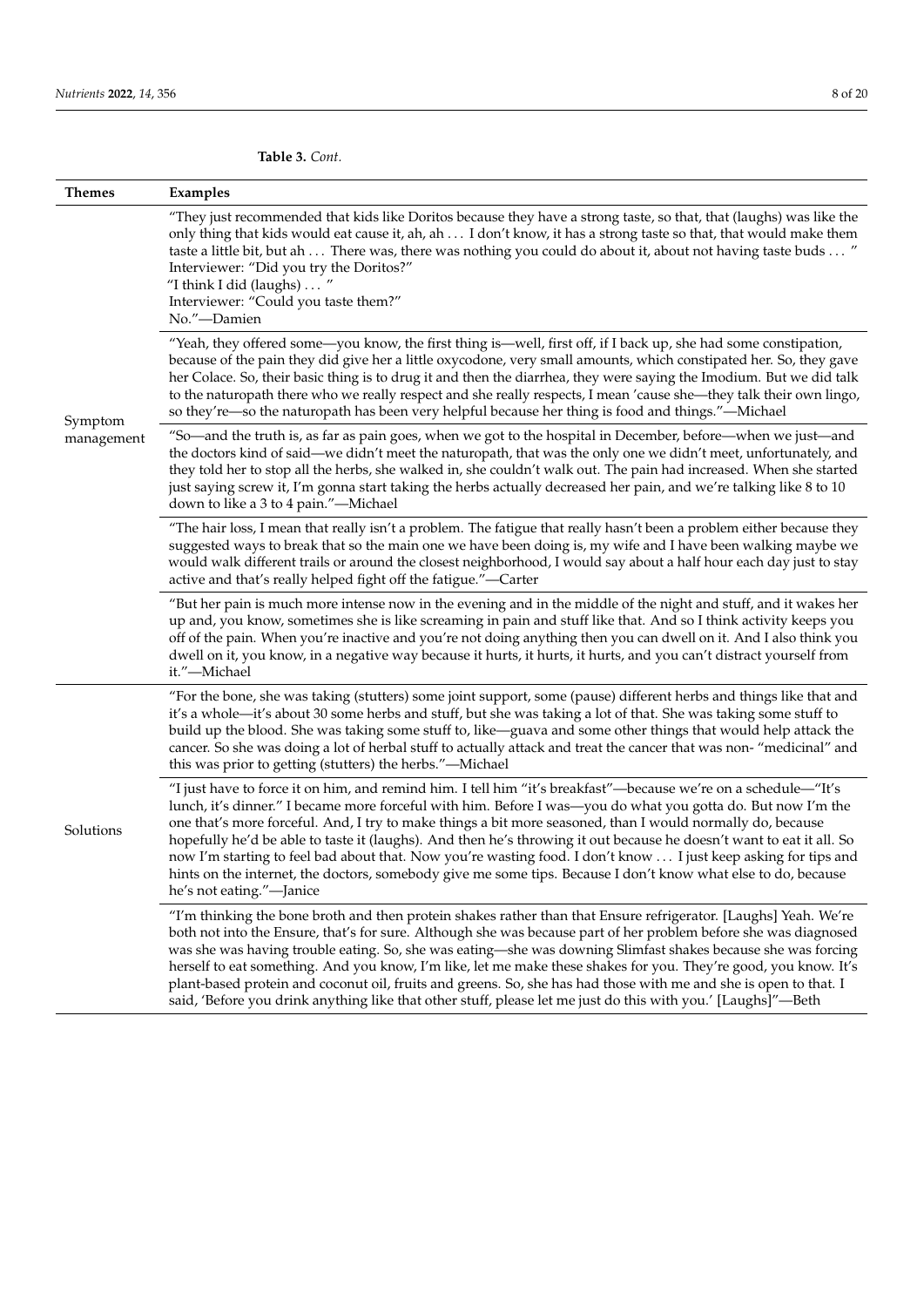**Table 3.** *Cont.*

| Themes | Examples |
| --- | --- |
| Symptom management | "They just recommended that kids like Doritos because they have a strong taste, so that, that (laughs) was like the only thing that kids would eat cause it, ah, ah . . . I don't know, it has a strong taste so that, that would make them taste a little bit, but ah . . . There was, there was nothing you could do about it, about not having taste buds . . . " Interviewer: "Did you try the Doritos?" "I think I did (laughs) . . . " Interviewer: "Could you taste them?" No."—Damien |
| | "Yeah, they offered some—you know, the first thing is—well, first off, if I back up, she had some constipation, because of the pain they did give her a little oxycodone, very small amounts, which constipated her. So, they gave her Colace. So, their basic thing is to drug it and then the diarrhea, they were saying the Imodium. But we did talk to the naturopath there who we really respect and she really respects, I mean 'cause she—they talk their own lingo, so they're—so the naturopath has been very helpful because her thing is food and things."—Michael |
| | "So—and the truth is, as far as pain goes, when we got to the hospital in December, before—when we just—and the doctors kind of said—we didn't meet the naturopath, that was the only one we didn't meet, unfortunately, and they told her to stop all the herbs, she walked in, she couldn't walk out. The pain had increased. When she started just saying screw it, I'm gonna start taking the herbs actually decreased her pain, and we're talking like 8 to 10 down to like a 3 to 4 pain."—Michael |
| | "The hair loss, I mean that really isn't a problem. The fatigue that really hasn't been a problem either because they suggested ways to break that so the main one we have been doing is, my wife and I have been walking maybe we would walk different trails or around the closest neighborhood, I would say about a half hour each day just to stay active and that's really helped fight off the fatigue."—Carter |
| | "But her pain is much more intense now in the evening and in the middle of the night and stuff, and it wakes her up and, you know, sometimes she is like screaming in pain and stuff like that. And so I think activity keeps you off of the pain. When you're inactive and you're not doing anything then you can dwell on it. And I also think you dwell on it, you know, in a negative way because it hurts, it hurts, it hurts, and you can't distract yourself from it."—Michael |
| Solutions | "For the bone, she was taking (stutters) some joint support, some (pause) different herbs and things like that and it's a whole—it's about 30 some herbs and stuff, but she was taking a lot of that. She was taking some stuff to build up the blood. She was taking some stuff to, like—guava and some other things that would help attack the cancer. So she was doing a lot of herbal stuff to actually attack and treat the cancer that was non- "medicinal" and this was prior to getting (stutters) the herbs."—Michael |
| | "I just have to force it on him, and remind him. I tell him "it's breakfast"—because we're on a schedule—"It's lunch, it's dinner." I became more forceful with him. Before I was—you do what you gotta do. But now I'm the one that's more forceful. And, I try to make things a bit more seasoned, than I would normally do, because hopefully he'd be able to taste it (laughs). And then he's throwing it out because he doesn't want to eat it all. So now I'm starting to feel bad about that. Now you're wasting food. I don't know . . . I just keep asking for tips and hints on the internet, the doctors, somebody give me some tips. Because I don't know what else to do, because he's not eating."—Janice |
| | "I'm thinking the bone broth and then protein shakes rather than that Ensure refrigerator. [Laughs] Yeah. We're both not into the Ensure, that's for sure. Although she was because part of her problem before she was diagnosed was she was having trouble eating. So, she was eating—she was downing Slimfast shakes because she was forcing herself to eat something. And you know, I'm like, let me make these shakes for you. They're good, you know. It's plant-based protein and coconut oil, fruits and greens. So, she has had those with me and she is open to that. I said, 'Before you drink anything like that other stuff, please let me just do this with you.' [Laughs]"—Beth |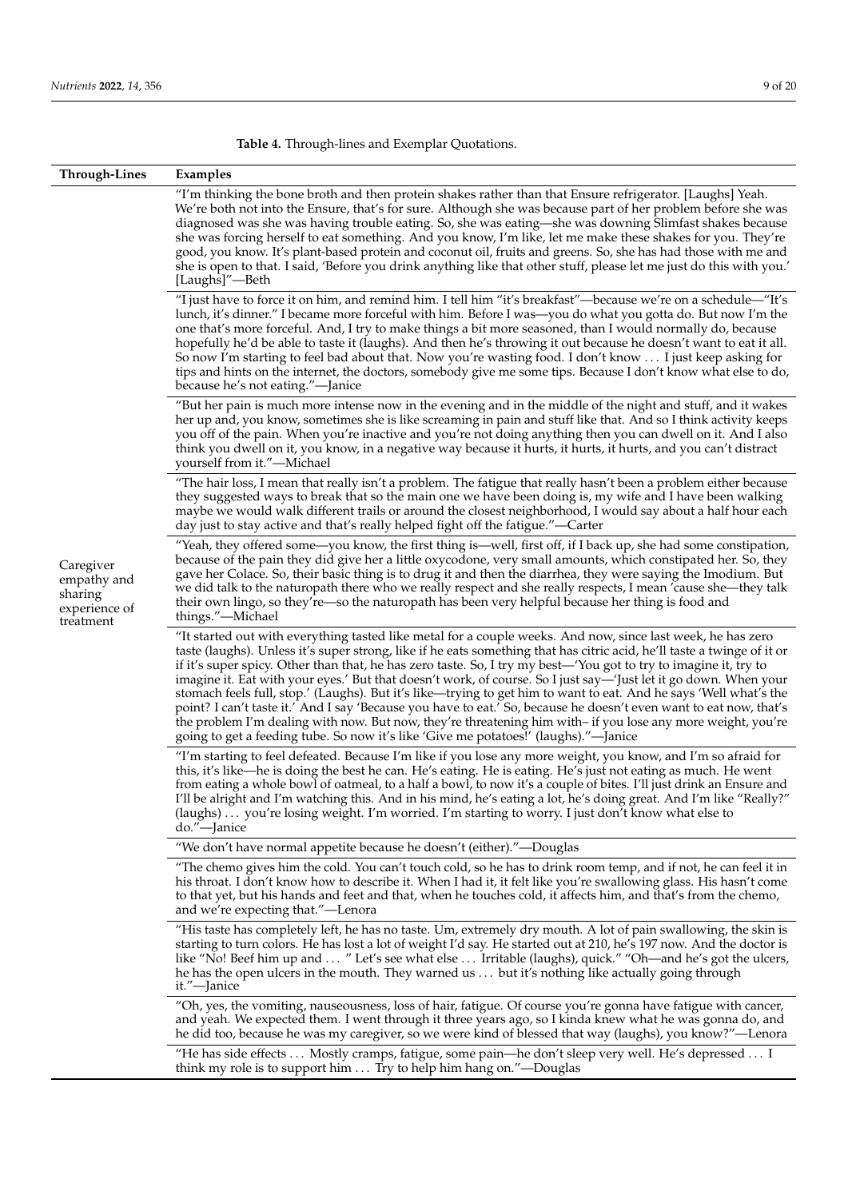**Table 4.** Through-lines and Exemplar Quotations.

| Through-Lines | Examples |
| --- | --- |
| Caregiver empathy and sharing experience of treatment | "I'm thinking the bone broth and then protein shakes rather than that Ensure refrigerator. [Laughs] Yeah. We're both not into the Ensure, that's for sure. Although she was because part of her problem before she was diagnosed was she was having trouble eating. So, she was eating—she was downing Slimfast shakes because she was forcing herself to eat something. And you know, I'm like, let me make these shakes for you. They're good, you know. It's plant-based protein and coconut oil, fruits and greens. So, she has had those with me and she is open to that. I said, 'Before you drink anything like that other stuff, please let me just do this with you.' [Laughs]"—Beth |
| | "I just have to force it on him, and remind him. I tell him "it's breakfast"—because we're on a schedule—"It's lunch, it's dinner." I became more forceful with him. Before I was—you do what you gotta do. But now I'm the one that's more forceful. And, I try to make things a bit more seasoned, than I would normally do, because hopefully he'd be able to taste it (laughs). And then he's throwing it out because he doesn't want to eat it all. So now I'm starting to feel bad about that. Now you're wasting food. I don't know . . . I just keep asking for tips and hints on the internet, the doctors, somebody give me some tips. Because I don't know what else to do, because he's not eating."—Janice |
| | "But her pain is much more intense now in the evening and in the middle of the night and stuff, and it wakes her up and, you know, sometimes she is like screaming in pain and stuff like that. And so I think activity keeps you off of the pain. When you're inactive and you're not doing anything then you can dwell on it. And I also think you dwell on it, you know, in a negative way because it hurts, it hurts, it hurts, and you can't distract yourself from it."—Michael |
| | "The hair loss, I mean that really isn't a problem. The fatigue that really hasn't been a problem either because they suggested ways to break that so the main one we have been doing is, my wife and I have been walking maybe we would walk different trails or around the closest neighborhood, I would say about a half hour each day just to stay active and that's really helped fight off the fatigue."—Carter |
| | "Yeah, they offered some—you know, the first thing is—well, first off, if I back up, she had some constipation, because of the pain they did give her a little oxycodone, very small amounts, which constipated her. So, they gave her Colace. So, their basic thing is to drug it and then the diarrhea, they were saying the Imodium. But we did talk to the naturopath there who we really respect and she really respects, I mean 'cause she—they talk their own lingo, so they're—so the naturopath has been very helpful because her thing is food and things."—Michael |
| | "It started out with everything tasted like metal for a couple weeks. And now, since last week, he has zero taste (laughs). Unless it's super strong, like if he eats something that has citric acid, he'll taste a twinge of it or if it's super spicy. Other than that, he has zero taste. So, I try my best—'You got to try to imagine it, try to imagine it. Eat with your eyes.' But that doesn't work, of course. So I just say—'Just let it go down. When your stomach feels full, stop.' (Laughs). But it's like—trying to get him to want to eat. And he says 'Well what's the point? I can't taste it.' And I say 'Because you have to eat.' So, because he doesn't even want to eat now, that's the problem I'm dealing with now. But now, they're threatening him with– if you lose any more weight, you're going to get a feeding tube. So now it's like 'Give me potatoes!' (laughs)."—Janice |
| | "I'm starting to feel defeated. Because I'm like if you lose any more weight, you know, and I'm so afraid for this, it's like—he is doing the best he can. He's eating. He is eating. He's just not eating as much. He went from eating a whole bowl of oatmeal, to a half a bowl, to now it's a couple of bites. I'll just drink an Ensure and I'll be alright and I'm watching this. And in his mind, he's eating a lot, he's doing great. And I'm like "Really?" (laughs) . . . you're losing weight. I'm worried. I'm starting to worry. I just don't know what else to do."—Janice |
| | "We don't have normal appetite because he doesn't (either)."—Douglas |
| | "The chemo gives him the cold. You can't touch cold, so he has to drink room temp, and if not, he can feel it in his throat. I don't know how to describe it. When I had it, it felt like you're swallowing glass. His hasn't come to that yet, but his hands and feet and that, when he touches cold, it affects him, and that's from the chemo, and we're expecting that."—Lenora |
| | "His taste has completely left, he has no taste. Um, extremely dry mouth. A lot of pain swallowing, the skin is starting to turn colors. He has lost a lot of weight I'd say. He started out at 210, he's 197 now. And the doctor is like "No! Beef him up and . . . " Let's see what else . . . Irritable (laughs), quick." "Oh—and he's got the ulcers, he has the open ulcers in the mouth. They warned us . . . but it's nothing like actually going through it."—Janice |
| | "Oh, yes, the vomiting, nauseousness, loss of hair, fatigue. Of course you're gonna have fatigue with cancer, and yeah. We expected them. I went through it three years ago, so I kinda knew what he was gonna do, and he did too, because he was my caregiver, so we were kind of blessed that way (laughs), you know?"—Lenora |
| | "He has side effects . . . Mostly cramps, fatigue, some pain—he don't sleep very well. He's depressed . . . I think my role is to support him . . . Try to help him hang on."—Douglas |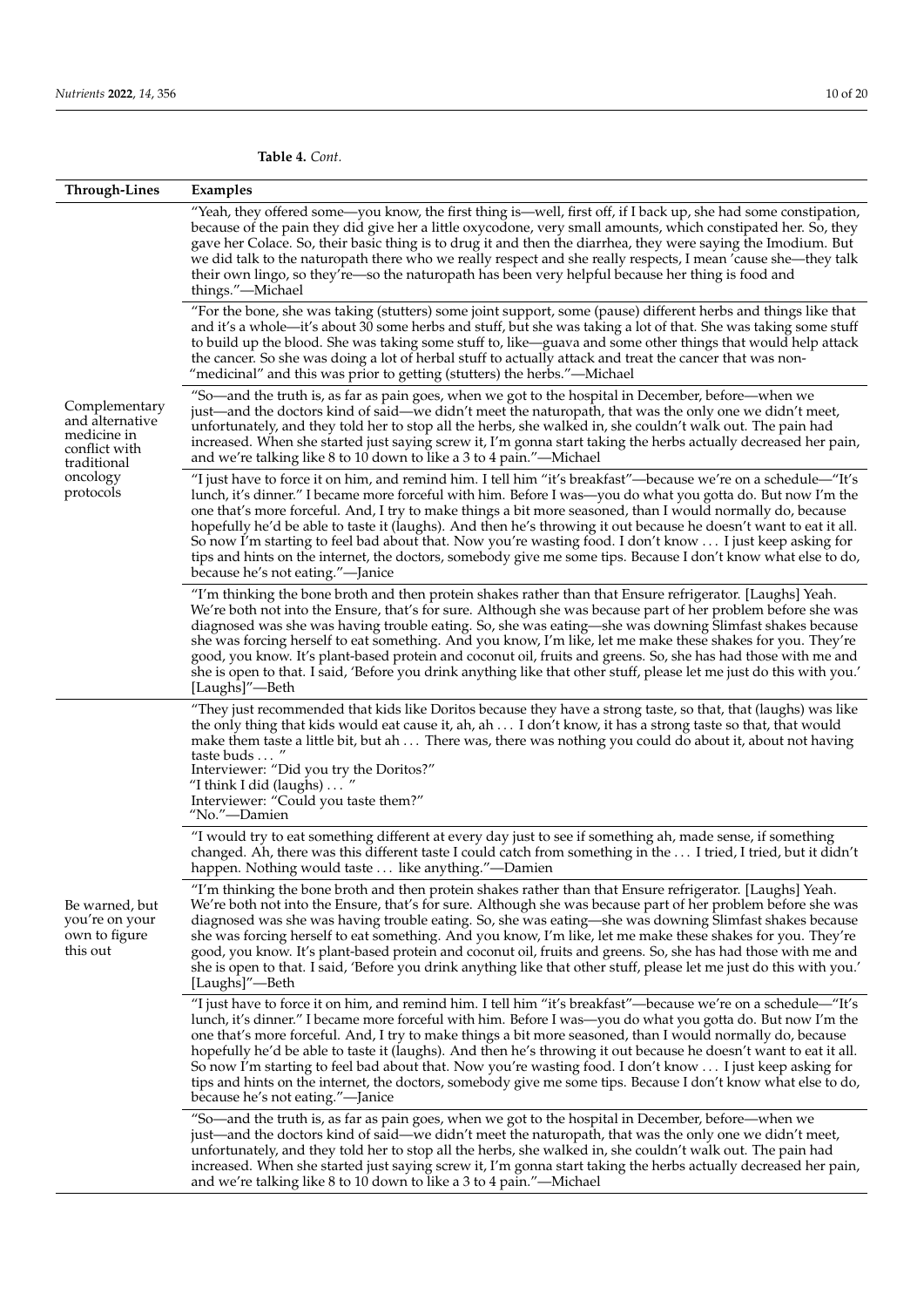**Table 4.** *Cont.*

| Through-Lines | Examples |
| --- | --- |
| Complementary and alternative medicine in conflict with traditional oncology protocols | "Yeah, they offered some—you know, the first thing is—well, first off, if I back up, she had some constipation, because of the pain they did give her a little oxycodone, very small amounts, which constipated her. So, they gave her Colace. So, their basic thing is to drug it and then the diarrhea, they were saying the Imodium. But we did talk to the naturopath there who we really respect and she really respects, I mean 'cause she—they talk their own lingo, so they're—so the naturopath has been very helpful because her thing is food and things."—Michael |
| | "For the bone, she was taking (stutters) some joint support, some (pause) different herbs and things like that and it's a whole—it's about 30 some herbs and stuff, but she was taking a lot of that. She was taking some stuff to build up the blood. She was taking some stuff to, like—guava and some other things that would help attack the cancer. So she was doing a lot of herbal stuff to actually attack and treat the cancer that was non-"medicinal" and this was prior to getting (stutters) the herbs."—Michael |
| | "So—and the truth is, as far as pain goes, when we got to the hospital in December, before—when we just—and the doctors kind of said—we didn't meet the naturopath, that was the only one we didn't meet, unfortunately, and they told her to stop all the herbs, she walked in, she couldn't walk out. The pain had increased. When she started just saying screw it, I'm gonna start taking the herbs actually decreased her pain, and we're talking like 8 to 10 down to like a 3 to 4 pain."—Michael |
| | "I just have to force it on him, and remind him. I tell him "it's breakfast"—because we're on a schedule—"It's lunch, it's dinner." I became more forceful with him. Before I was—you do what you gotta do. But now I'm the one that's more forceful. And, I try to make things a bit more seasoned, than I would normally do, because hopefully he'd be able to taste it (laughs). And then he's throwing it out because he doesn't want to eat it all. So now I'm starting to feel bad about that. Now you're wasting food. I don't know ... I just keep asking for tips and hints on the internet, the doctors, somebody give me some tips. Because I don't know what else to do, because he's not eating."—Janice |
| | "I'm thinking the bone broth and then protein shakes rather than that Ensure refrigerator. [Laughs] Yeah. We're both not into the Ensure, that's for sure. Although she was because part of her problem before she was diagnosed was she was having trouble eating. So, she was eating—she was downing Slimfast shakes because she was forcing herself to eat something. And you know, I'm like, let me make these shakes for you. They're good, you know. It's plant-based protein and coconut oil, fruits and greens. So, she has had those with me and she is open to that. I said, 'Before you drink anything like that other stuff, please let me just do this with you.' [Laughs]"—Beth |
| Be warned, but you're on your own to figure this out | "They just recommended that kids like Doritos because they have a strong taste, so that, that (laughs) was like the only thing that kids would eat cause it, ah, ah ... I don't know, it has a strong taste so that, that would make them taste a little bit, but ah ... There was, there was nothing you could do about it, about not having taste buds ... "<br>Interviewer: "Did you try the Doritos?"<br>"I think I did (laughs) ... "<br>Interviewer: "Could you taste them?"<br>"No."—Damien |
| | "I would try to eat something different at every day just to see if something ah, made sense, if something changed. Ah, there was this different taste I could catch from something in the ... I tried, I tried, but it didn't happen. Nothing would taste ... like anything."—Damien |
| | "I'm thinking the bone broth and then protein shakes rather than that Ensure refrigerator. [Laughs] Yeah. We're both not into the Ensure, that's for sure. Although she was because part of her problem before she was diagnosed was she was having trouble eating. So, she was eating—she was downing Slimfast shakes because she was forcing herself to eat something. And you know, I'm like, let me make these shakes for you. They're good, you know. It's plant-based protein and coconut oil, fruits and greens. So, she has had those with me and she is open to that. I said, 'Before you drink anything like that other stuff, please let me just do this with you.' [Laughs]"—Beth |
| | "I just have to force it on him, and remind him. I tell him "it's breakfast"—because we're on a schedule—"It's lunch, it's dinner." I became more forceful with him. Before I was—you do what you gotta do. But now I'm the one that's more forceful. And, I try to make things a bit more seasoned, than I would normally do, because hopefully he'd be able to taste it (laughs). And then he's throwing it out because he doesn't want to eat it all. So now I'm starting to feel bad about that. Now you're wasting food. I don't know ... I just keep asking for tips and hints on the internet, the doctors, somebody give me some tips. Because I don't know what else to do, because he's not eating."—Janice |
| | "So—and the truth is, as far as pain goes, when we got to the hospital in December, before—when we just—and the doctors kind of said—we didn't meet the naturopath, that was the only one we didn't meet, unfortunately, and they told her to stop all the herbs, she walked in, she couldn't walk out. The pain had increased. When she started just saying screw it, I'm gonna start taking the herbs actually decreased her pain, and we're talking like 8 to 10 down to like a 3 to 4 pain."—Michael |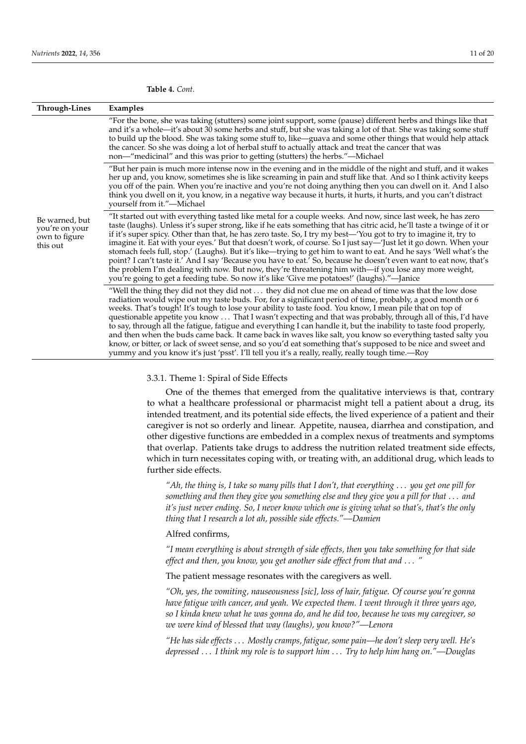**Table 4.** *Cont.*

| Through-Lines | Examples |
| --- | --- |
| | "For the bone, she was taking (stutters) some joint support, some (pause) different herbs and things like that and it's a whole—it's about 30 some herbs and stuff, but she was taking a lot of that. She was taking some stuff to build up the blood. She was taking some stuff to, like—guava and some other things that would help attack the cancer. So she was doing a lot of herbal stuff to actually attack and treat the cancer that was non—"medicinal" and this was prior to getting (stutters) the herbs."—Michael |
| | "But her pain is much more intense now in the evening and in the middle of the night and stuff, and it wakes her up and, you know, sometimes she is like screaming in pain and stuff like that. And so I think activity keeps you off of the pain. When you're inactive and you're not doing anything then you can dwell on it. And I also think you dwell on it, you know, in a negative way because it hurts, it hurts, it hurts, and you can't distract yourself from it."—Michael |
| Be warned, but you're on your own to figure this out | "It started out with everything tasted like metal for a couple weeks. And now, since last week, he has zero taste (laughs). Unless it's super strong, like if he eats something that has citric acid, he'll taste a twinge of it or if it's super spicy. Other than that, he has zero taste. So, I try my best—'You got to try to imagine it, try to imagine it. Eat with your eyes.' But that doesn't work, of course. So I just say—'Just let it go down. When your stomach feels full, stop.' (Laughs). But it's like—trying to get him to want to eat. And he says 'Well what's the point? I can't taste it.' And I say 'Because you have to eat.' So, because he doesn't even want to eat now, that's the problem I'm dealing with now. But now, they're threatening him with—if you lose any more weight, you're going to get a feeding tube. So now it's like 'Give me potatoes!' (laughs)."—Janice |
| | "Well the thing they did not they did not … they did not clue me on ahead of time was that the low dose radiation would wipe out my taste buds. For, for a significant period of time, probably, a good month or 6 weeks. That's tough! It's tough to lose your ability to taste food. You know, I mean pile that on top of questionable appetite you know … That I wasn't expecting and that was probably, through all of this, I'd have to say, through all the fatigue, fatigue and everything I can handle it, but the inability to taste food properly, and then when the buds came back. It came back in waves like salt, you know so everything tasted salty you know, or bitter, or lack of sweet sense, and so you'd eat something that's supposed to be nice and sweet and yummy and you know it's just 'psst'. I'll tell you it's a really, really, really tough time.—Roy |

#### 3.3.1. Theme 1: Spiral of Side Effects

One of the themes that emerged from the qualitative interviews is that, contrary to what a healthcare professional or pharmacist might tell a patient about a drug, its intended treatment, and its potential side effects, the lived experience of a patient and their caregiver is not so orderly and linear. Appetite, nausea, diarrhea and constipation, and other digestive functions are embedded in a complex nexus of treatments and symptoms that overlap. Patients take drugs to address the nutrition related treatment side effects, which in turn necessitates coping with, or treating with, an additional drug, which leads to further side effects.

> *"Ah, the thing is, I take so many pills that I don't, that everything … you get one pill for something and then they give you something else and they give you a pill for that … and it's just never ending. So, I never know which one is giving what so that's, that's the only thing that I research a lot ah, possible side effects."—Damien*

Alfred confirms,

> *"I mean everything is about strength of side effects, then you take something for that side effect and then, you know, you get another side effect from that and … "*

The patient message resonates with the caregivers as well.

> *"Oh, yes, the vomiting, nauseousness [sic], loss of hair, fatigue. Of course you're gonna have fatigue with cancer, and yeah. We expected them. I went through it three years ago, so I kinda knew what he was gonna do, and he did too, because he was my caregiver, so we were kind of blessed that way (laughs), you know?"—Lenora*

> *"He has side effects … Mostly cramps, fatigue, some pain—he don't sleep very well. He's depressed … I think my role is to support him … Try to help him hang on."—Douglas*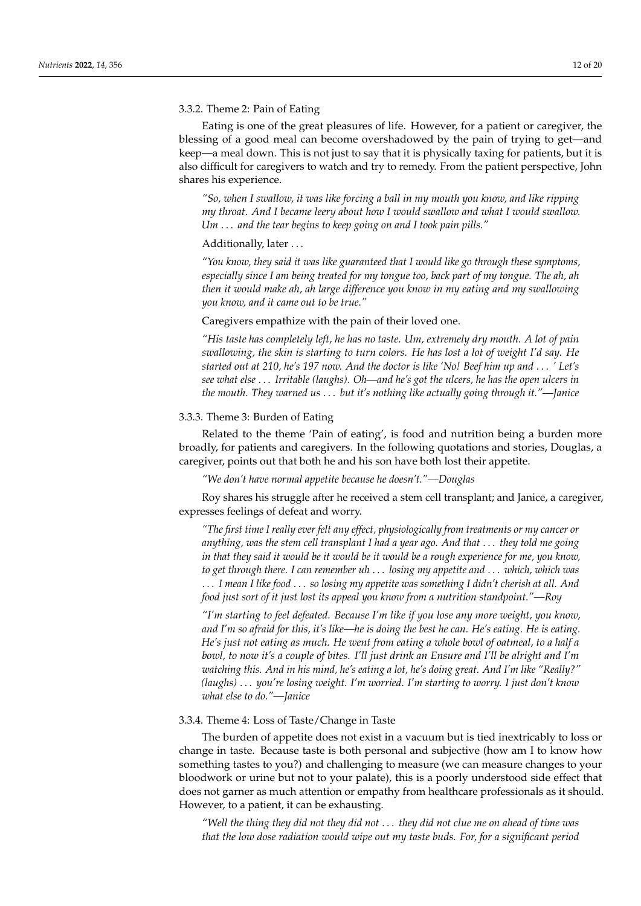#### 3.3.2. Theme 2: Pain of Eating

Eating is one of the great pleasures of life. However, for a patient or caregiver, the blessing of a good meal can become overshadowed by the pain of trying to get—and keep—a meal down. This is not just to say that it is physically taxing for patients, but it is also difficult for caregivers to watch and try to remedy. From the patient perspective, John shares his experience.

> *"So, when I swallow, it was like forcing a ball in my mouth you know, and like ripping my throat. And I became leery about how I would swallow and what I would swallow. Um … and the tear begins to keep going on and I took pain pills."*

Additionally, later …

> *"You know, they said it was like guaranteed that I would like go through these symptoms, especially since I am being treated for my tongue too, back part of my tongue. The ah, ah then it would make ah, ah large difference you know in my eating and my swallowing you know, and it came out to be true."*

Caregivers empathize with the pain of their loved one.

> *"His taste has completely left, he has no taste. Um, extremely dry mouth. A lot of pain swallowing, the skin is starting to turn colors. He has lost a lot of weight I'd say. He started out at 210, he's 197 now. And the doctor is like 'No! Beef him up and … ' Let's see what else … Irritable (laughs). Oh—and he's got the ulcers, he has the open ulcers in the mouth. They warned us … but it's nothing like actually going through it."—Janice*

#### 3.3.3. Theme 3: Burden of Eating

Related to the theme 'Pain of eating', is food and nutrition being a burden more broadly, for patients and caregivers. In the following quotations and stories, Douglas, a caregiver, points out that both he and his son have both lost their appetite.

> *"We don't have normal appetite because he doesn't."—Douglas*

Roy shares his struggle after he received a stem cell transplant; and Janice, a caregiver, expresses feelings of defeat and worry.

> *"The first time I really ever felt any effect, physiologically from treatments or my cancer or anything, was the stem cell transplant I had a year ago. And that … they told me going in that they said it would be it would be it would be a rough experience for me, you know, to get through there. I can remember uh … losing my appetite and … which, which was … I mean I like food … so losing my appetite was something I didn't cherish at all. And food just sort of it just lost its appeal you know from a nutrition standpoint."—Roy*

> *"I'm starting to feel defeated. Because I'm like if you lose any more weight, you know, and I'm so afraid for this, it's like—he is doing the best he can. He's eating. He is eating. He's just not eating as much. He went from eating a whole bowl of oatmeal, to a half a bowl, to now it's a couple of bites. I'll just drink an Ensure and I'll be alright and I'm watching this. And in his mind, he's eating a lot, he's doing great. And I'm like "Really?" (laughs) … you're losing weight. I'm worried. I'm starting to worry. I just don't know what else to do."—Janice*

#### 3.3.4. Theme 4: Loss of Taste/Change in Taste

The burden of appetite does not exist in a vacuum but is tied inextricably to loss or change in taste. Because taste is both personal and subjective (how am I to know how something tastes to you?) and challenging to measure (we can measure changes to your bloodwork or urine but not to your palate), this is a poorly understood side effect that does not garner as much attention or empathy from healthcare professionals as it should. However, to a patient, it can be exhausting.

> *"Well the thing they did not they did not … they did not clue me on ahead of time was that the low dose radiation would wipe out my taste buds. For, for a significant period*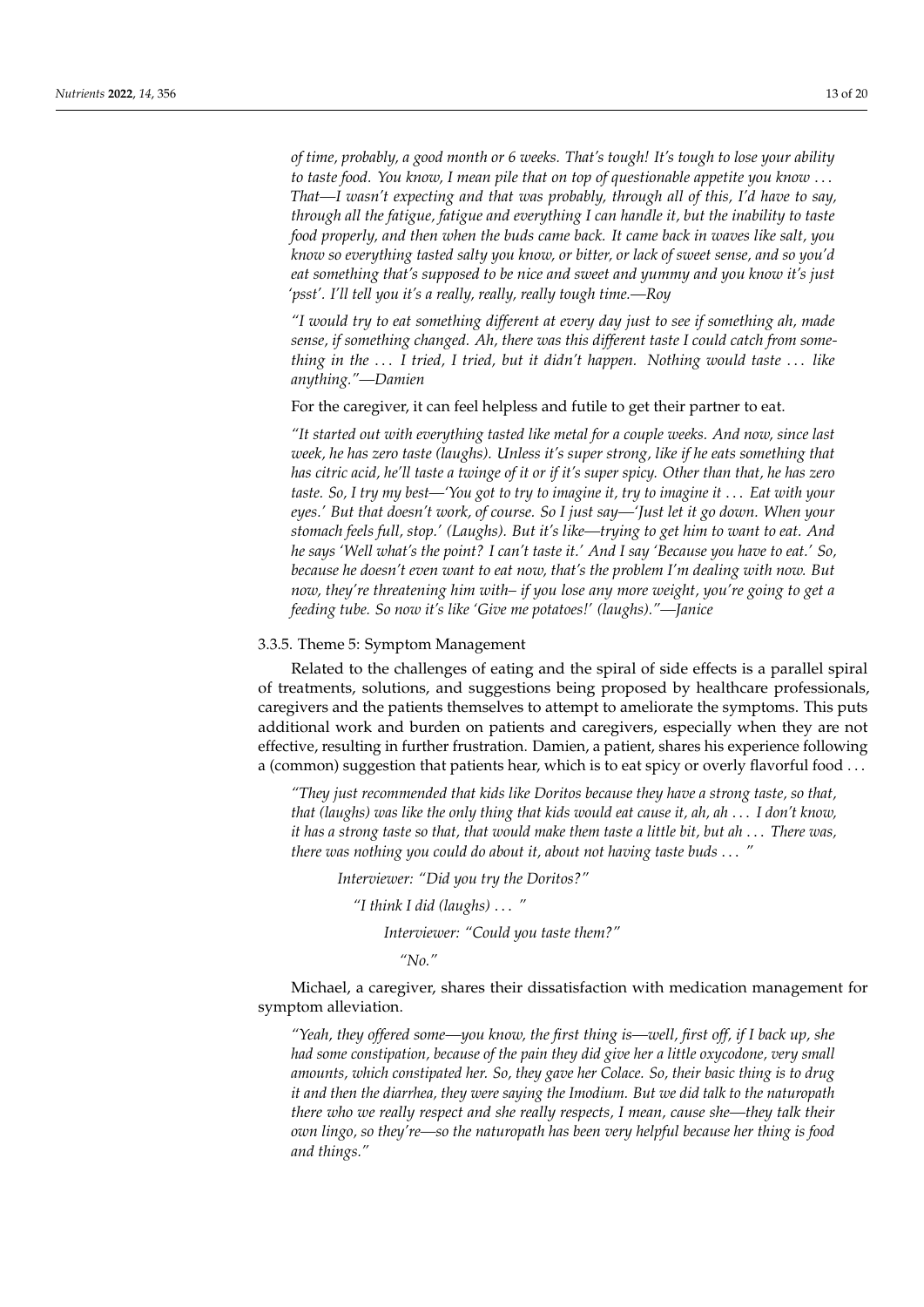*of time, probably, a good month or 6 weeks. That's tough! It's tough to lose your ability to taste food. You know, I mean pile that on top of questionable appetite you know . . . That—I wasn't expecting and that was probably, through all of this, I'd have to say, through all the fatigue, fatigue and everything I can handle it, but the inability to taste food properly, and then when the buds came back. It came back in waves like salt, you know so everything tasted salty you know, or bitter, or lack of sweet sense, and so you'd eat something that's supposed to be nice and sweet and yummy and you know it's just 'psst'. I'll tell you it's a really, really, really tough time.—Roy*

*"I would try to eat something different at every day just to see if something ah, made sense, if something changed. Ah, there was this different taste I could catch from something in the . . . I tried, I tried, but it didn't happen. Nothing would taste . . . like anything."—Damien*

For the caregiver, it can feel helpless and futile to get their partner to eat.

*"It started out with everything tasted like metal for a couple weeks. And now, since last week, he has zero taste (laughs). Unless it's super strong, like if he eats something that has citric acid, he'll taste a twinge of it or if it's super spicy. Other than that, he has zero taste. So, I try my best—'You got to try to imagine it, try to imagine it . . . Eat with your eyes.' But that doesn't work, of course. So I just say—'Just let it go down. When your stomach feels full, stop.' (Laughs). But it's like—trying to get him to want to eat. And he says 'Well what's the point? I can't taste it.' And I say 'Because you have to eat.' So, because he doesn't even want to eat now, that's the problem I'm dealing with now. But now, they're threatening him with– if you lose any more weight, you're going to get a feeding tube. So now it's like 'Give me potatoes!' (laughs)."—Janice*

#### 3.3.5. Theme 5: Symptom Management

Related to the challenges of eating and the spiral of side effects is a parallel spiral of treatments, solutions, and suggestions being proposed by healthcare professionals, caregivers and the patients themselves to attempt to ameliorate the symptoms. This puts additional work and burden on patients and caregivers, especially when they are not effective, resulting in further frustration. Damien, a patient, shares his experience following a (common) suggestion that patients hear, which is to eat spicy or overly flavorful food . . .

*"They just recommended that kids like Doritos because they have a strong taste, so that, that (laughs) was like the only thing that kids would eat cause it, ah, ah . . . I don't know, it has a strong taste so that, that would make them taste a little bit, but ah . . . There was, there was nothing you could do about it, about not having taste buds . . . "*

*Interviewer: "Did you try the Doritos?"*

*"I think I did (laughs) . . . "*

*Interviewer: "Could you taste them?"*

*"No."*

Michael, a caregiver, shares their dissatisfaction with medication management for symptom alleviation.

*"Yeah, they offered some—you know, the first thing is—well, first off, if I back up, she had some constipation, because of the pain they did give her a little oxycodone, very small amounts, which constipated her. So, they gave her Colace. So, their basic thing is to drug it and then the diarrhea, they were saying the Imodium. But we did talk to the naturopath there who we really respect and she really respects, I mean, cause she—they talk their own lingo, so they're—so the naturopath has been very helpful because her thing is food and things."*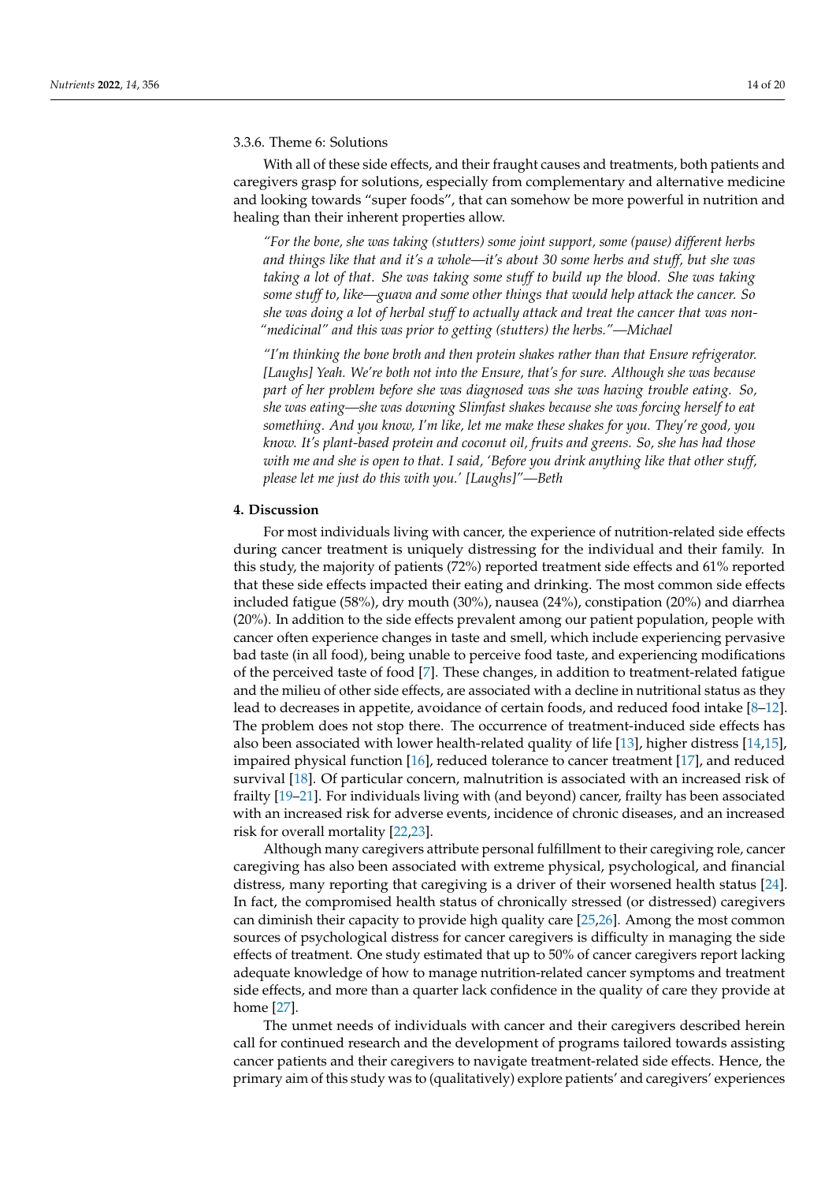#### 3.3.6. Theme 6: Solutions

With all of these side effects, and their fraught causes and treatments, both patients and caregivers grasp for solutions, especially from complementary and alternative medicine and looking towards "super foods", that can somehow be more powerful in nutrition and healing than their inherent properties allow.

> *"For the bone, she was taking (stutters) some joint support, some (pause) different herbs and things like that and it's a whole—it's about 30 some herbs and stuff, but she was taking a lot of that. She was taking some stuff to build up the blood. She was taking some stuff to, like—guava and some other things that would help attack the cancer. So she was doing a lot of herbal stuff to actually attack and treat the cancer that was non-"medicinal" and this was prior to getting (stutters) the herbs."—Michael*

> *"I'm thinking the bone broth and then protein shakes rather than that Ensure refrigerator. [Laughs] Yeah. We're both not into the Ensure, that's for sure. Although she was because part of her problem before she was diagnosed was she was having trouble eating. So, she was eating—she was downing Slimfast shakes because she was forcing herself to eat something. And you know, I'm like, let me make these shakes for you. They're good, you know. It's plant-based protein and coconut oil, fruits and greens. So, she has had those with me and she is open to that. I said, 'Before you drink anything like that other stuff, please let me just do this with you.' [Laughs]"—Beth*

## 4. Discussion

For most individuals living with cancer, the experience of nutrition-related side effects during cancer treatment is uniquely distressing for the individual and their family. In this study, the majority of patients (72%) reported treatment side effects and 61% reported that these side effects impacted their eating and drinking. The most common side effects included fatigue (58%), dry mouth (30%), nausea (24%), constipation (20%) and diarrhea (20%). In addition to the side effects prevalent among our patient population, people with cancer often experience changes in taste and smell, which include experiencing pervasive bad taste (in all food), being unable to perceive food taste, and experiencing modifications of the perceived taste of food [7]. These changes, in addition to treatment-related fatigue and the milieu of other side effects, are associated with a decline in nutritional status as they lead to decreases in appetite, avoidance of certain foods, and reduced food intake [8–12]. The problem does not stop there. The occurrence of treatment-induced side effects has also been associated with lower health-related quality of life [13], higher distress [14,15], impaired physical function [16], reduced tolerance to cancer treatment [17], and reduced survival [18]. Of particular concern, malnutrition is associated with an increased risk of frailty [19–21]. For individuals living with (and beyond) cancer, frailty has been associated with an increased risk for adverse events, incidence of chronic diseases, and an increased risk for overall mortality [22,23].

Although many caregivers attribute personal fulfillment to their caregiving role, cancer caregiving has also been associated with extreme physical, psychological, and financial distress, many reporting that caregiving is a driver of their worsened health status [24]. In fact, the compromised health status of chronically stressed (or distressed) caregivers can diminish their capacity to provide high quality care [25,26]. Among the most common sources of psychological distress for cancer caregivers is difficulty in managing the side effects of treatment. One study estimated that up to 50% of cancer caregivers report lacking adequate knowledge of how to manage nutrition-related cancer symptoms and treatment side effects, and more than a quarter lack confidence in the quality of care they provide at home [27].

The unmet needs of individuals with cancer and their caregivers described herein call for continued research and the development of programs tailored towards assisting cancer patients and their caregivers to navigate treatment-related side effects. Hence, the primary aim of this study was to (qualitatively) explore patients' and caregivers' experiences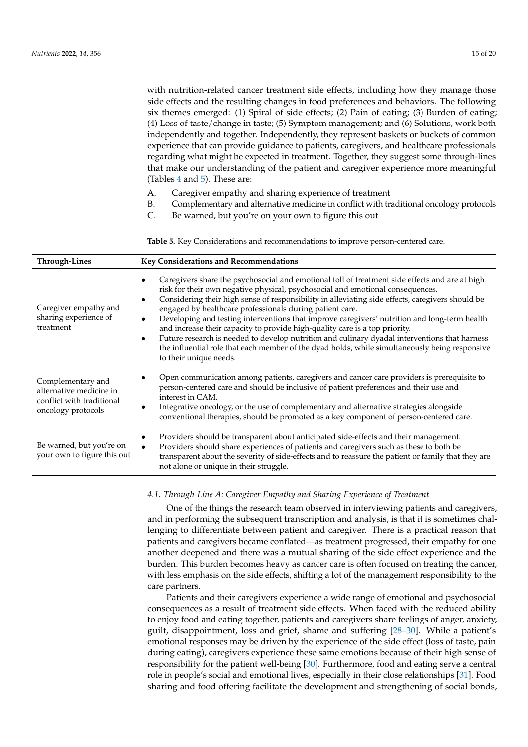with nutrition-related cancer treatment side effects, including how they manage those side effects and the resulting changes in food preferences and behaviors. The following six themes emerged: (1) Spiral of side effects; (2) Pain of eating; (3) Burden of eating; (4) Loss of taste/change in taste; (5) Symptom management; and (6) Solutions, work both independently and together. Independently, they represent baskets or buckets of common experience that can provide guidance to patients, caregivers, and healthcare professionals regarding what might be expected in treatment. Together, they suggest some through-lines that make our understanding of the patient and caregiver experience more meaningful (Tables 4 and 5). These are:

A. Caregiver empathy and sharing experience of treatment
B. Complementary and alternative medicine in conflict with traditional oncology protocols
C. Be warned, but you're on your own to figure this out

**Table 5.** Key Considerations and recommendations to improve person-centered care.

| Through-Lines | Key Considerations and Recommendations |
| --- | --- |
| Caregiver empathy and sharing experience of treatment | • Caregivers share the psychosocial and emotional toll of treatment side effects and are at high risk for their own negative physical, psychosocial and emotional consequences. <br> • Considering their high sense of responsibility in alleviating side effects, caregivers should be engaged by healthcare professionals during patient care. <br> • Developing and testing interventions that improve caregivers' nutrition and long-term health and increase their capacity to provide high-quality care is a top priority. <br> • Future research is needed to develop nutrition and culinary dyadal interventions that harness the influential role that each member of the dyad holds, while simultaneously being responsive to their unique needs. |
| Complementary and alternative medicine in conflict with traditional oncology protocols | • Open communication among patients, caregivers and cancer care providers is prerequisite to person-centered care and should be inclusive of patient preferences and their use and interest in CAM. <br> • Integrative oncology, or the use of complementary and alternative strategies alongside conventional therapies, should be promoted as a key component of person-centered care. |
| Be warned, but you're on your own to figure this out | • Providers should be transparent about anticipated side-effects and their management. <br> • Providers should share experiences of patients and caregivers such as these to both be transparent about the severity of side-effects and to reassure the patient or family that they are not alone or unique in their struggle. |

### *4.1. Through-Line A: Caregiver Empathy and Sharing Experience of Treatment*

One of the things the research team observed in interviewing patients and caregivers, and in performing the subsequent transcription and analysis, is that it is sometimes challenging to differentiate between patient and caregiver. There is a practical reason that patients and caregivers became conflated—as treatment progressed, their empathy for one another deepened and there was a mutual sharing of the side effect experience and the burden. This burden becomes heavy as cancer care is often focused on treating the cancer, with less emphasis on the side effects, shifting a lot of the management responsibility to the care partners.

Patients and their caregivers experience a wide range of emotional and psychosocial consequences as a result of treatment side effects. When faced with the reduced ability to enjoy food and eating together, patients and caregivers share feelings of anger, anxiety, guilt, disappointment, loss and grief, shame and suffering [28–30]. While a patient's emotional responses may be driven by the experience of the side effect (loss of taste, pain during eating), caregivers experience these same emotions because of their high sense of responsibility for the patient well-being [30]. Furthermore, food and eating serve a central role in people's social and emotional lives, especially in their close relationships [31]. Food sharing and food offering facilitate the development and strengthening of social bonds,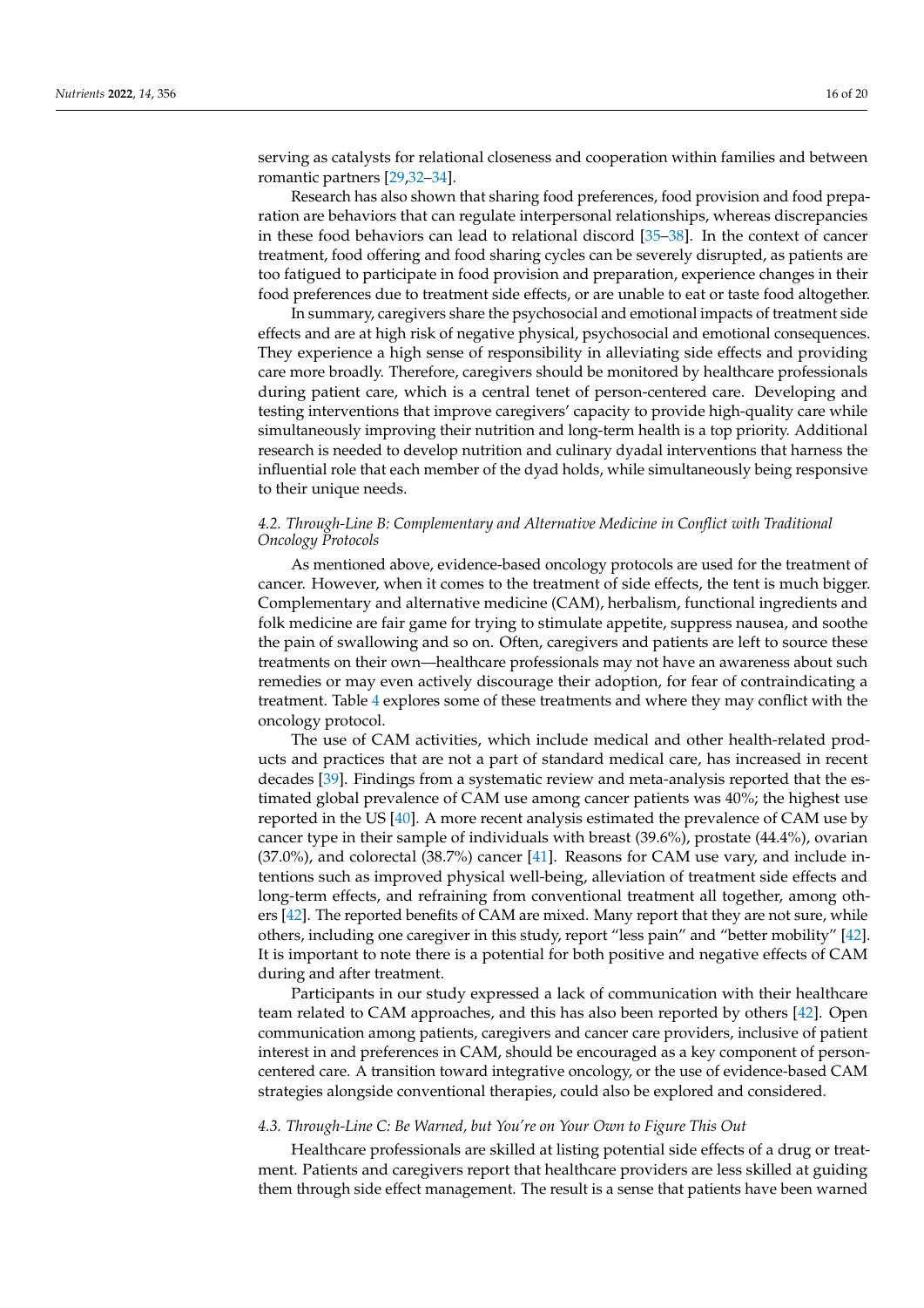serving as catalysts for relational closeness and cooperation within families and between romantic partners [29,32–34].

Research has also shown that sharing food preferences, food provision and food preparation are behaviors that can regulate interpersonal relationships, whereas discrepancies in these food behaviors can lead to relational discord [35–38]. In the context of cancer treatment, food offering and food sharing cycles can be severely disrupted, as patients are too fatigued to participate in food provision and preparation, experience changes in their food preferences due to treatment side effects, or are unable to eat or taste food altogether.

In summary, caregivers share the psychosocial and emotional impacts of treatment side effects and are at high risk of negative physical, psychosocial and emotional consequences. They experience a high sense of responsibility in alleviating side effects and providing care more broadly. Therefore, caregivers should be monitored by healthcare professionals during patient care, which is a central tenet of person-centered care. Developing and testing interventions that improve caregivers' capacity to provide high-quality care while simultaneously improving their nutrition and long-term health is a top priority. Additional research is needed to develop nutrition and culinary dyadal interventions that harness the influential role that each member of the dyad holds, while simultaneously being responsive to their unique needs.

### *4.2. Through-Line B: Complementary and Alternative Medicine in Conflict with Traditional Oncology Protocols*

As mentioned above, evidence-based oncology protocols are used for the treatment of cancer. However, when it comes to the treatment of side effects, the tent is much bigger. Complementary and alternative medicine (CAM), herbalism, functional ingredients and folk medicine are fair game for trying to stimulate appetite, suppress nausea, and soothe the pain of swallowing and so on. Often, caregivers and patients are left to source these treatments on their own—healthcare professionals may not have an awareness about such remedies or may even actively discourage their adoption, for fear of contraindicating a treatment. Table 4 explores some of these treatments and where they may conflict with the oncology protocol.

The use of CAM activities, which include medical and other health-related products and practices that are not a part of standard medical care, has increased in recent decades [39]. Findings from a systematic review and meta-analysis reported that the estimated global prevalence of CAM use among cancer patients was 40%; the highest use reported in the US [40]. A more recent analysis estimated the prevalence of CAM use by cancer type in their sample of individuals with breast (39.6%), prostate (44.4%), ovarian (37.0%), and colorectal (38.7%) cancer [41]. Reasons for CAM use vary, and include intentions such as improved physical well-being, alleviation of treatment side effects and long-term effects, and refraining from conventional treatment all together, among others [42]. The reported benefits of CAM are mixed. Many report that they are not sure, while others, including one caregiver in this study, report "less pain" and "better mobility" [42]. It is important to note there is a potential for both positive and negative effects of CAM during and after treatment.

Participants in our study expressed a lack of communication with their healthcare team related to CAM approaches, and this has also been reported by others [42]. Open communication among patients, caregivers and cancer care providers, inclusive of patient interest in and preferences in CAM, should be encouraged as a key component of person-centered care. A transition toward integrative oncology, or the use of evidence-based CAM strategies alongside conventional therapies, could also be explored and considered.

### *4.3. Through-Line C: Be Warned, but You're on Your Own to Figure This Out*

Healthcare professionals are skilled at listing potential side effects of a drug or treatment. Patients and caregivers report that healthcare providers are less skilled at guiding them through side effect management. The result is a sense that patients have been warned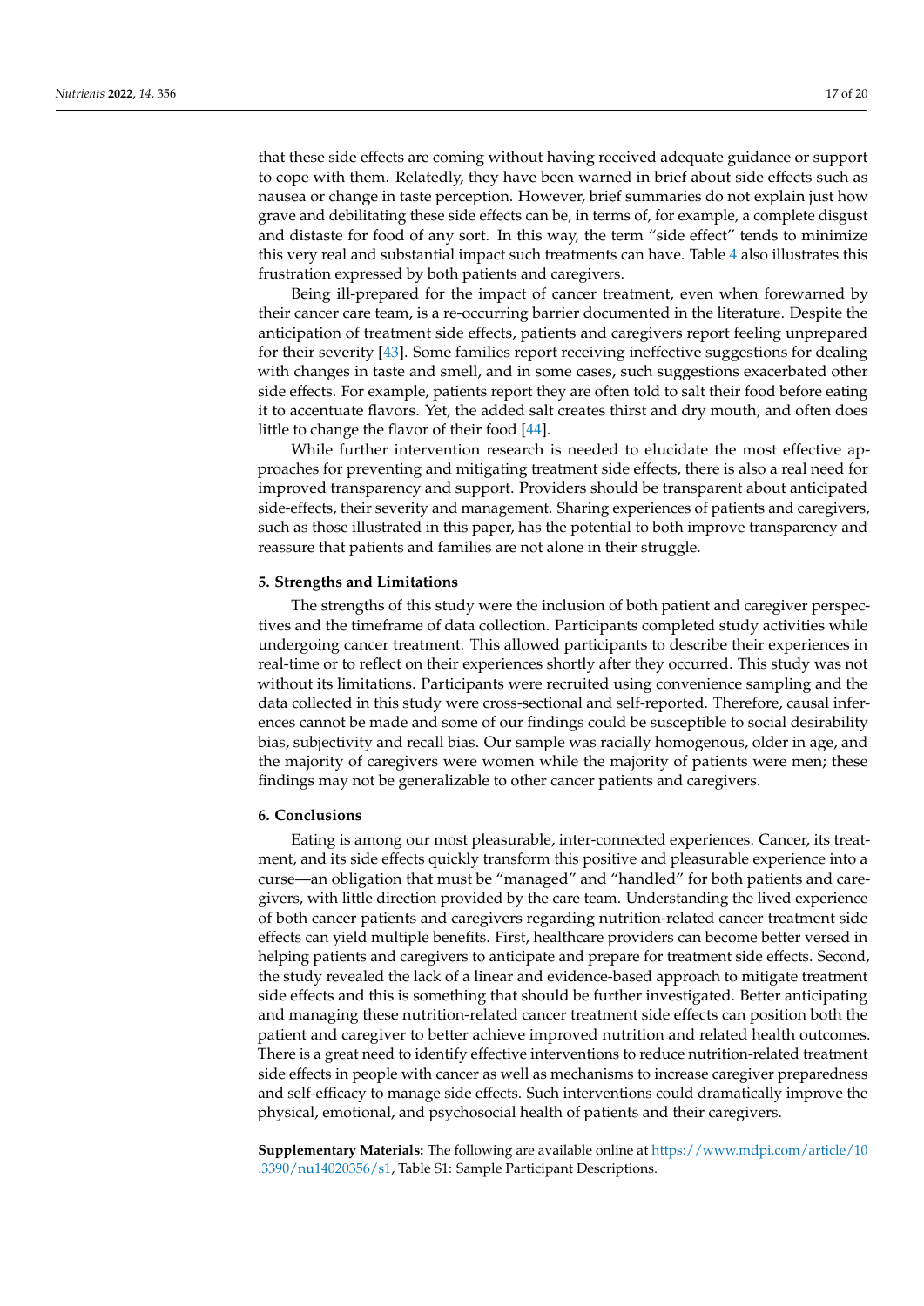that these side effects are coming without having received adequate guidance or support to cope with them. Relatedly, they have been warned in brief about side effects such as nausea or change in taste perception. However, brief summaries do not explain just how grave and debilitating these side effects can be, in terms of, for example, a complete disgust and distaste for food of any sort. In this way, the term "side effect" tends to minimize this very real and substantial impact such treatments can have. Table 4 also illustrates this frustration expressed by both patients and caregivers.

Being ill-prepared for the impact of cancer treatment, even when forewarned by their cancer care team, is a re-occurring barrier documented in the literature. Despite the anticipation of treatment side effects, patients and caregivers report feeling unprepared for their severity [43]. Some families report receiving ineffective suggestions for dealing with changes in taste and smell, and in some cases, such suggestions exacerbated other side effects. For example, patients report they are often told to salt their food before eating it to accentuate flavors. Yet, the added salt creates thirst and dry mouth, and often does little to change the flavor of their food [44].

While further intervention research is needed to elucidate the most effective approaches for preventing and mitigating treatment side effects, there is also a real need for improved transparency and support. Providers should be transparent about anticipated side-effects, their severity and management. Sharing experiences of patients and caregivers, such as those illustrated in this paper, has the potential to both improve transparency and reassure that patients and families are not alone in their struggle.

## 5. Strengths and Limitations

The strengths of this study were the inclusion of both patient and caregiver perspectives and the timeframe of data collection. Participants completed study activities while undergoing cancer treatment. This allowed participants to describe their experiences in real-time or to reflect on their experiences shortly after they occurred. This study was not without its limitations. Participants were recruited using convenience sampling and the data collected in this study were cross-sectional and self-reported. Therefore, causal inferences cannot be made and some of our findings could be susceptible to social desirability bias, subjectivity and recall bias. Our sample was racially homogenous, older in age, and the majority of caregivers were women while the majority of patients were men; these findings may not be generalizable to other cancer patients and caregivers.

## 6. Conclusions

Eating is among our most pleasurable, inter-connected experiences. Cancer, its treatment, and its side effects quickly transform this positive and pleasurable experience into a curse—an obligation that must be "managed" and "handled" for both patients and caregivers, with little direction provided by the care team. Understanding the lived experience of both cancer patients and caregivers regarding nutrition-related cancer treatment side effects can yield multiple benefits. First, healthcare providers can become better versed in helping patients and caregivers to anticipate and prepare for treatment side effects. Second, the study revealed the lack of a linear and evidence-based approach to mitigate treatment side effects and this is something that should be further investigated. Better anticipating and managing these nutrition-related cancer treatment side effects can position both the patient and caregiver to better achieve improved nutrition and related health outcomes. There is a great need to identify effective interventions to reduce nutrition-related treatment side effects in people with cancer as well as mechanisms to increase caregiver preparedness and self-efficacy to manage side effects. Such interventions could dramatically improve the physical, emotional, and psychosocial health of patients and their caregivers.

**Supplementary Materials:** The following are available online at https://www.mdpi.com/article/10.3390/nu14020356/s1, Table S1: Sample Participant Descriptions.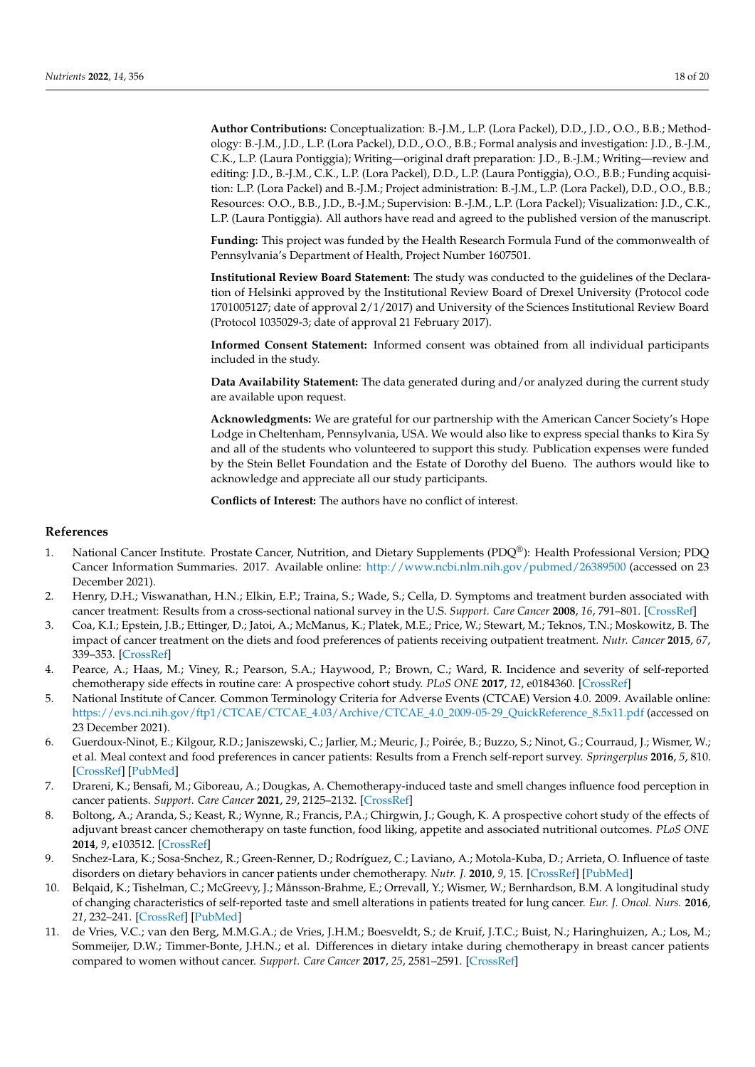**Author Contributions:** Conceptualization: B.-J.M., L.P. (Lora Packel), D.D., J.D., O.O., B.B.; Methodology: B.-J.M., J.D., L.P. (Lora Packel), D.D., O.O., B.B.; Formal analysis and investigation: J.D., B.-J.M., C.K., L.P. (Laura Pontiggia); Writing—original draft preparation: J.D., B.-J.M.; Writing—review and editing: J.D., B.-J.M., C.K., L.P. (Lora Packel), D.D., L.P. (Laura Pontiggia), O.O., B.B.; Funding acquisition: L.P. (Lora Packel) and B.-J.M.; Project administration: B.-J.M., L.P. (Lora Packel), D.D., O.O., B.B.; Resources: O.O., B.B., J.D., B.-J.M.; Supervision: B.-J.M., L.P. (Lora Packel); Visualization: J.D., C.K., L.P. (Laura Pontiggia). All authors have read and agreed to the published version of the manuscript.

**Funding:** This project was funded by the Health Research Formula Fund of the commonwealth of Pennsylvania's Department of Health, Project Number 1607501.

**Institutional Review Board Statement:** The study was conducted to the guidelines of the Declaration of Helsinki approved by the Institutional Review Board of Drexel University (Protocol code 1701005127; date of approval 2/1/2017) and University of the Sciences Institutional Review Board (Protocol 1035029-3; date of approval 21 February 2017).

**Informed Consent Statement:** Informed consent was obtained from all individual participants included in the study.

**Data Availability Statement:** The data generated during and/or analyzed during the current study are available upon request.

**Acknowledgments:** We are grateful for our partnership with the American Cancer Society's Hope Lodge in Cheltenham, Pennsylvania, USA. We would also like to express special thanks to Kira Sy and all of the students who volunteered to support this study. Publication expenses were funded by the Stein Bellet Foundation and the Estate of Dorothy del Bueno. The authors would like to acknowledge and appreciate all our study participants.

**Conflicts of Interest:** The authors have no conflict of interest.

## References

1. National Cancer Institute. Prostate Cancer, Nutrition, and Dietary Supplements (PDQ®): Health Professional Version; PDQ Cancer Information Summaries. 2017. Available online: http://www.ncbi.nlm.nih.gov/pubmed/26389500 (accessed on 23 December 2021).
2. Henry, D.H.; Viswanathan, H.N.; Elkin, E.P.; Traina, S.; Wade, S.; Cella, D. Symptoms and treatment burden associated with cancer treatment: Results from a cross-sectional national survey in the U.S. *Support. Care Cancer* **2008**, *16*, 791–801. [CrossRef]
3. Coa, K.I.; Epstein, J.B.; Ettinger, D.; Jatoi, A.; McManus, K.; Platek, M.E.; Price, W.; Stewart, M.; Teknos, T.N.; Moskowitz, B. The impact of cancer treatment on the diets and food preferences of patients receiving outpatient treatment. *Nutr. Cancer* **2015**, *67*, 339–353. [CrossRef]
4. Pearce, A.; Haas, M.; Viney, R.; Pearson, S.A.; Haywood, P.; Brown, C.; Ward, R. Incidence and severity of self-reported chemotherapy side effects in routine care: A prospective cohort study. *PLoS ONE* **2017**, *12*, e0184360. [CrossRef]
5. National Institute of Cancer. Common Terminology Criteria for Adverse Events (CTCAE) Version 4.0. 2009. Available online: https://evs.nci.nih.gov/ftp1/CTCAE/CTCAE_4.03/Archive/CTCAE_4.0_2009-05-29_QuickReference_8.5x11.pdf (accessed on 23 December 2021).
6. Guerdoux-Ninot, E.; Kilgour, R.D.; Janiszewski, C.; Jarlier, M.; Meuric, J.; Poirée, B.; Buzzo, S.; Ninot, G.; Courraud, J.; Wismer, W.; et al. Meal context and food preferences in cancer patients: Results from a French self-report survey. *Springerplus* **2016**, *5*, 810. [CrossRef] [PubMed]
7. Drareni, K.; Bensafi, M.; Giboreau, A.; Dougkas, A. Chemotherapy-induced taste and smell changes influence food perception in cancer patients. *Support. Care Cancer* **2021**, *29*, 2125–2132. [CrossRef]
8. Boltong, A.; Aranda, S.; Keast, R.; Wynne, R.; Francis, P.A.; Chirgwin, J.; Gough, K. A prospective cohort study of the effects of adjuvant breast cancer chemotherapy on taste function, food liking, appetite and associated nutritional outcomes. *PLoS ONE* **2014**, *9*, e103512. [CrossRef]
9. Snchez-Lara, K.; Sosa-Snchez, R.; Green-Renner, D.; Rodríguez, C.; Laviano, A.; Motola-Kuba, D.; Arrieta, O. Influence of taste disorders on dietary behaviors in cancer patients under chemotherapy. *Nutr. J.* **2010**, *9*, 15. [CrossRef] [PubMed]
10. Belqaid, K.; Tishelman, C.; McGreevy, J.; Månsson-Brahme, E.; Orrevall, Y.; Wismer, W.; Bernhardson, B.M. A longitudinal study of changing characteristics of self-reported taste and smell alterations in patients treated for lung cancer. *Eur. J. Oncol. Nurs.* **2016**, *21*, 232–241. [CrossRef] [PubMed]
11. de Vries, V.C.; van den Berg, M.M.G.A.; de Vries, J.H.M.; Boesveldt, S.; de Kruif, J.T.C.; Buist, N.; Haringhuizen, A.; Los, M.; Sommeijer, D.W.; Timmer-Bonte, J.H.N.; et al. Differences in dietary intake during chemotherapy in breast cancer patients compared to women without cancer. *Support. Care Cancer* **2017**, *25*, 2581–2591. [CrossRef]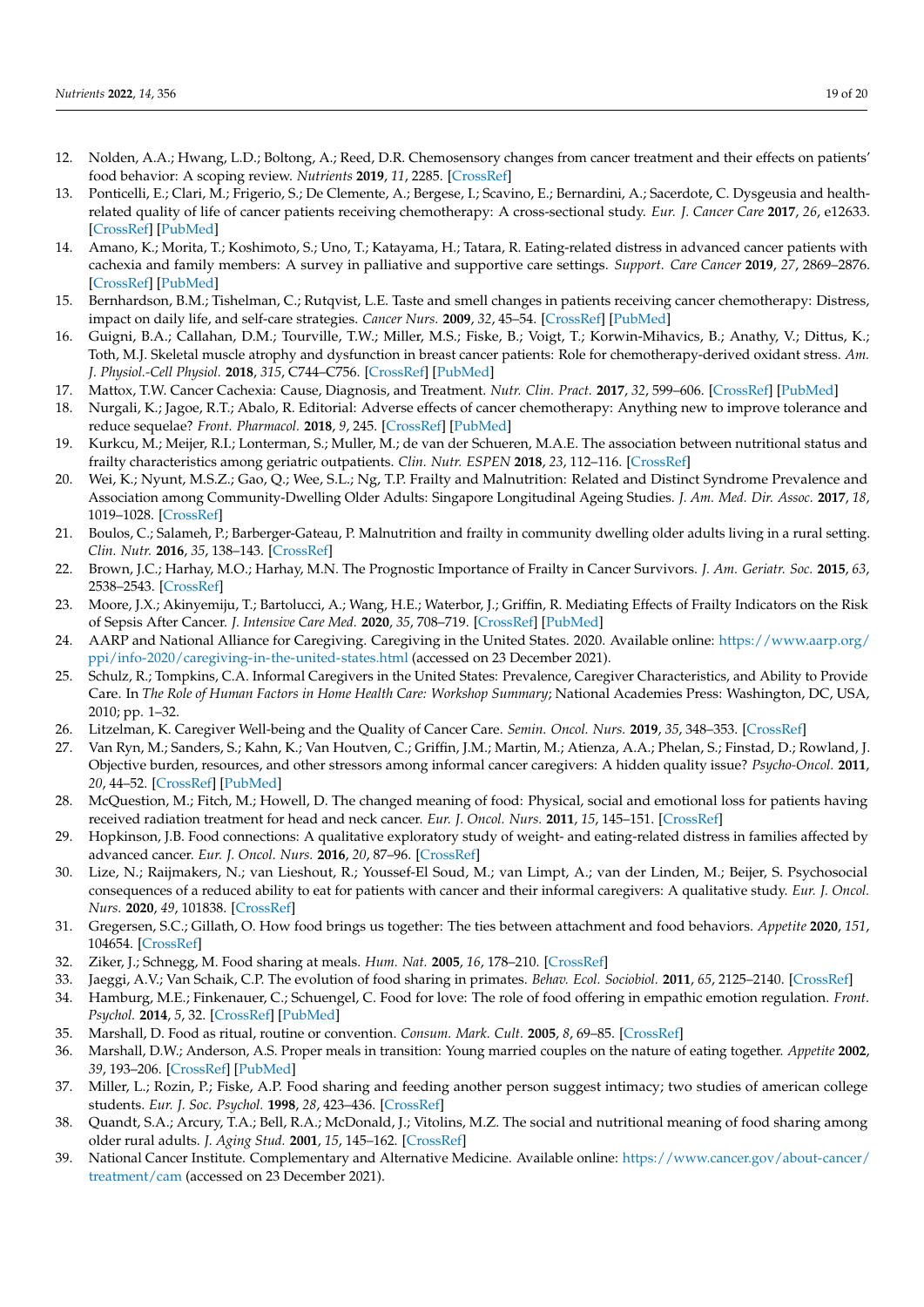12. Nolden, A.A.; Hwang, L.D.; Boltong, A.; Reed, D.R. Chemosensory changes from cancer treatment and their effects on patients' food behavior: A scoping review. *Nutrients* **2019**, *11*, 2285. [CrossRef]
13. Ponticelli, E.; Clari, M.; Frigerio, S.; De Clemente, A.; Bergese, I.; Scavino, E.; Bernardini, A.; Sacerdote, C. Dysgeusia and health-related quality of life of cancer patients receiving chemotherapy: A cross-sectional study. *Eur. J. Cancer Care* **2017**, *26*, e12633. [CrossRef] [PubMed]
14. Amano, K.; Morita, T.; Koshimoto, S.; Uno, T.; Katayama, H.; Tatara, R. Eating-related distress in advanced cancer patients with cachexia and family members: A survey in palliative and supportive care settings. *Support. Care Cancer* **2019**, *27*, 2869–2876. [CrossRef] [PubMed]
15. Bernhardson, B.M.; Tishelman, C.; Rutqvist, L.E. Taste and smell changes in patients receiving cancer chemotherapy: Distress, impact on daily life, and self-care strategies. *Cancer Nurs.* **2009**, *32*, 45–54. [CrossRef] [PubMed]
16. Guigni, B.A.; Callahan, D.M.; Tourville, T.W.; Miller, M.S.; Fiske, B.; Voigt, T.; Korwin-Mihavics, B.; Anathy, V.; Dittus, K.; Toth, M.J. Skeletal muscle atrophy and dysfunction in breast cancer patients: Role for chemotherapy-derived oxidant stress. *Am. J. Physiol.-Cell Physiol.* **2018**, *315*, C744–C756. [CrossRef] [PubMed]
17. Mattox, T.W. Cancer Cachexia: Cause, Diagnosis, and Treatment. *Nutr. Clin. Pract.* **2017**, *32*, 599–606. [CrossRef] [PubMed]
18. Nurgali, K.; Jagoe, R.T.; Abalo, R. Editorial: Adverse effects of cancer chemotherapy: Anything new to improve tolerance and reduce sequelae? *Front. Pharmacol.* **2018**, *9*, 245. [CrossRef] [PubMed]
19. Kurkcu, M.; Meijer, R.I.; Lonterman, S.; Muller, M.; de van der Schueren, M.A.E. The association between nutritional status and frailty characteristics among geriatric outpatients. *Clin. Nutr. ESPEN* **2018**, *23*, 112–116. [CrossRef]
20. Wei, K.; Nyunt, M.S.Z.; Gao, Q.; Wee, S.L.; Ng, T.P. Frailty and Malnutrition: Related and Distinct Syndrome Prevalence and Association among Community-Dwelling Older Adults: Singapore Longitudinal Ageing Studies. *J. Am. Med. Dir. Assoc.* **2017**, *18*, 1019–1028. [CrossRef]
21. Boulos, C.; Salameh, P.; Barberger-Gateau, P. Malnutrition and frailty in community dwelling older adults living in a rural setting. *Clin. Nutr.* **2016**, *35*, 138–143. [CrossRef]
22. Brown, J.C.; Harhay, M.O.; Harhay, M.N. The Prognostic Importance of Frailty in Cancer Survivors. *J. Am. Geriatr. Soc.* **2015**, *63*, 2538–2543. [CrossRef]
23. Moore, J.X.; Akinyemiju, T.; Bartolucci, A.; Wang, H.E.; Waterbor, J.; Griffin, R. Mediating Effects of Frailty Indicators on the Risk of Sepsis After Cancer. *J. Intensive Care Med.* **2020**, *35*, 708–719. [CrossRef] [PubMed]
24. AARP and National Alliance for Caregiving. Caregiving in the United States. 2020. Available online: https://www.aarp.org/ppi/info-2020/caregiving-in-the-united-states.html (accessed on 23 December 2021).
25. Schulz, R.; Tompkins, C.A. Informal Caregivers in the United States: Prevalence, Caregiver Characteristics, and Ability to Provide Care. In *The Role of Human Factors in Home Health Care: Workshop Summary*; National Academies Press: Washington, DC, USA, 2010; pp. 1–32.
26. Litzelman, K. Caregiver Well-being and the Quality of Cancer Care. *Semin. Oncol. Nurs.* **2019**, *35*, 348–353. [CrossRef]
27. Van Ryn, M.; Sanders, S.; Kahn, K.; Van Houtven, C.; Griffin, J.M.; Martin, M.; Atienza, A.A.; Phelan, S.; Finstad, D.; Rowland, J. Objective burden, resources, and other stressors among informal cancer caregivers: A hidden quality issue? *Psycho-Oncol.* **2011**, *20*, 44–52. [CrossRef] [PubMed]
28. McQuestion, M.; Fitch, M.; Howell, D. The changed meaning of food: Physical, social and emotional loss for patients having received radiation treatment for head and neck cancer. *Eur. J. Oncol. Nurs.* **2011**, *15*, 145–151. [CrossRef]
29. Hopkinson, J.B. Food connections: A qualitative exploratory study of weight- and eating-related distress in families affected by advanced cancer. *Eur. J. Oncol. Nurs.* **2016**, *20*, 87–96. [CrossRef]
30. Lize, N.; Raijmakers, N.; van Lieshout, R.; Youssef-El Soud, M.; van Limpt, A.; van der Linden, M.; Beijer, S. Psychosocial consequences of a reduced ability to eat for patients with cancer and their informal caregivers: A qualitative study. *Eur. J. Oncol. Nurs.* **2020**, *49*, 101838. [CrossRef]
31. Gregersen, S.C.; Gillath, O. How food brings us together: The ties between attachment and food behaviors. *Appetite* **2020**, *151*, 104654. [CrossRef]
32. Ziker, J.; Schnegg, M. Food sharing at meals. *Hum. Nat.* **2005**, *16*, 178–210. [CrossRef]
33. Jaeggi, A.V.; Van Schaik, C.P. The evolution of food sharing in primates. *Behav. Ecol. Sociobiol.* **2011**, *65*, 2125–2140. [CrossRef]
34. Hamburg, M.E.; Finkenauer, C.; Schuengel, C. Food for love: The role of food offering in empathic emotion regulation. *Front. Psychol.* **2014**, *5*, 32. [CrossRef] [PubMed]
35. Marshall, D. Food as ritual, routine or convention. *Consum. Mark. Cult.* **2005**, *8*, 69–85. [CrossRef]
36. Marshall, D.W.; Anderson, A.S. Proper meals in transition: Young married couples on the nature of eating together. *Appetite* **2002**, *39*, 193–206. [CrossRef] [PubMed]
37. Miller, L.; Rozin, P.; Fiske, A.P. Food sharing and feeding another person suggest intimacy; two studies of american college students. *Eur. J. Soc. Psychol.* **1998**, *28*, 423–436. [CrossRef]
38. Quandt, S.A.; Arcury, T.A.; Bell, R.A.; McDonald, J.; Vitolins, M.Z. The social and nutritional meaning of food sharing among older rural adults. *J. Aging Stud.* **2001**, *15*, 145–162. [CrossRef]
39. National Cancer Institute. Complementary and Alternative Medicine. Available online: https://www.cancer.gov/about-cancer/treatment/cam (accessed on 23 December 2021).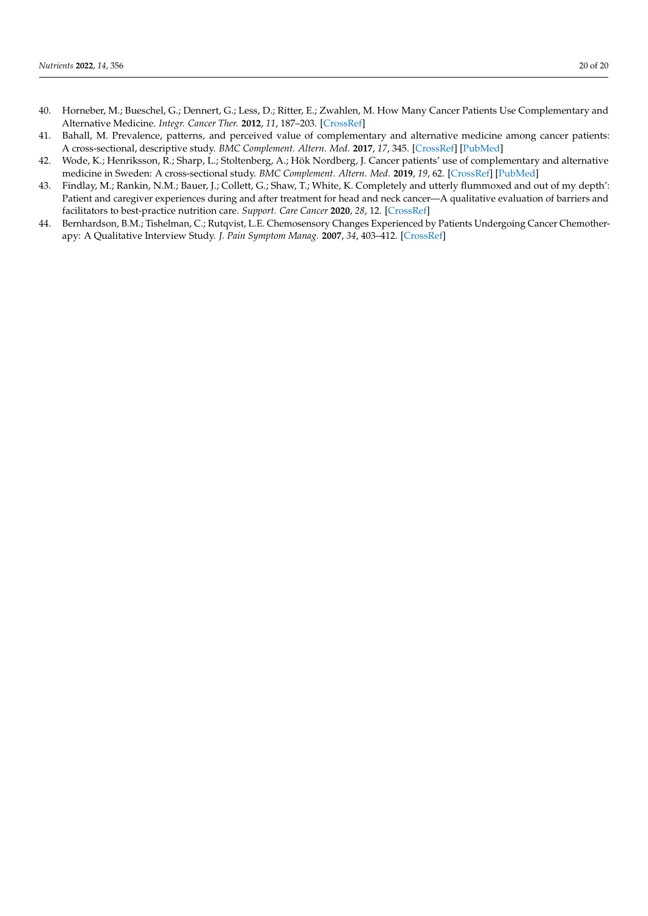40. Horneber, M.; Bueschel, G.; Dennert, G.; Less, D.; Ritter, E.; Zwahlen, M. How Many Cancer Patients Use Complementary and Alternative Medicine. *Integr. Cancer Ther.* **2012**, *11*, 187–203. [CrossRef]
41. Bahall, M. Prevalence, patterns, and perceived value of complementary and alternative medicine among cancer patients: A cross-sectional, descriptive study. *BMC Complement. Altern. Med.* **2017**, *17*, 345. [CrossRef] [PubMed]
42. Wode, K.; Henriksson, R.; Sharp, L.; Stoltenberg, A.; Hök Nordberg, J. Cancer patients' use of complementary and alternative medicine in Sweden: A cross-sectional study. *BMC Complement. Altern. Med.* **2019**, *19*, 62. [CrossRef] [PubMed]
43. Findlay, M.; Rankin, N.M.; Bauer, J.; Collett, G.; Shaw, T.; White, K. Completely and utterly flummoxed and out of my depth': Patient and caregiver experiences during and after treatment for head and neck cancer—A qualitative evaluation of barriers and facilitators to best-practice nutrition care. *Support. Care Cancer* **2020**, *28*, 12. [CrossRef]
44. Bernhardson, B.M.; Tishelman, C.; Rutqvist, L.E. Chemosensory Changes Experienced by Patients Undergoing Cancer Chemotherapy: A Qualitative Interview Study. *J. Pain Symptom Manag.* **2007**, *34*, 403–412. [CrossRef]